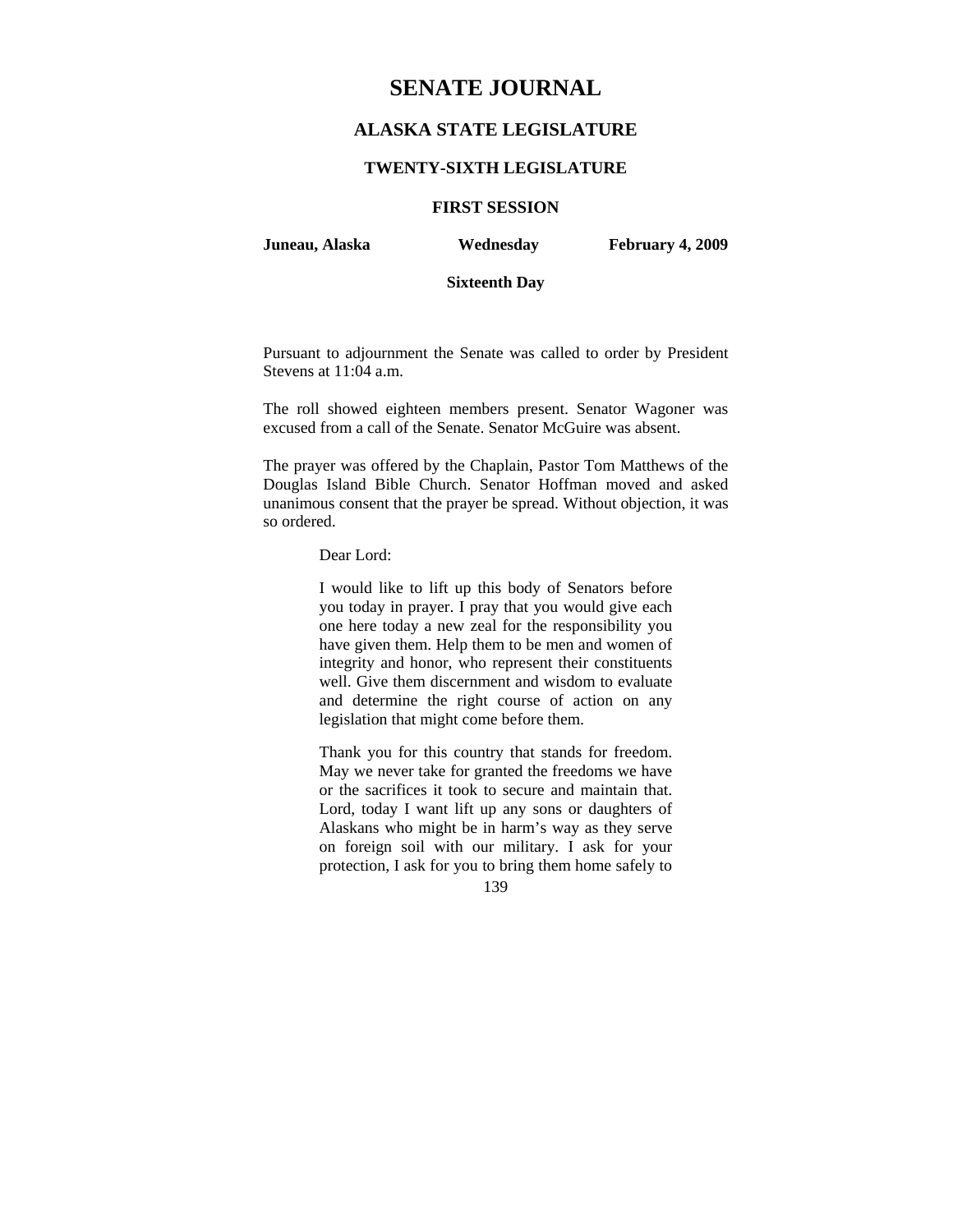# SENATE JOURNAL

## ALASKA STATE LEGISLATURE

### TWENTY-SIXTH LEGISLATURE

### FIRST SESSION

**Juneau, Alaska** **Wednesday** **February 4, 2009**

**Sixteenth Day**

Pursuant to adjournment the Senate was called to order by President Stevens at 11:04 a.m.

The roll showed eighteen members present. Senator Wagoner was excused from a call of the Senate. Senator McGuire was absent.

The prayer was offered by the Chaplain, Pastor Tom Matthews of the Douglas Island Bible Church. Senator Hoffman moved and asked unanimous consent that the prayer be spread. Without objection, it was so ordered.

> Dear Lord:
>
> I would like to lift up this body of Senators before you today in prayer. I pray that you would give each one here today a new zeal for the responsibility you have given them. Help them to be men and women of integrity and honor, who represent their constituents well. Give them discernment and wisdom to evaluate and determine the right course of action on any legislation that might come before them.
>
> Thank you for this country that stands for freedom. May we never take for granted the freedoms we have or the sacrifices it took to secure and maintain that. Lord, today I want lift up any sons or daughters of Alaskans who might be in harm's way as they serve on foreign soil with our military. I ask for your protection, I ask for you to bring them home safely to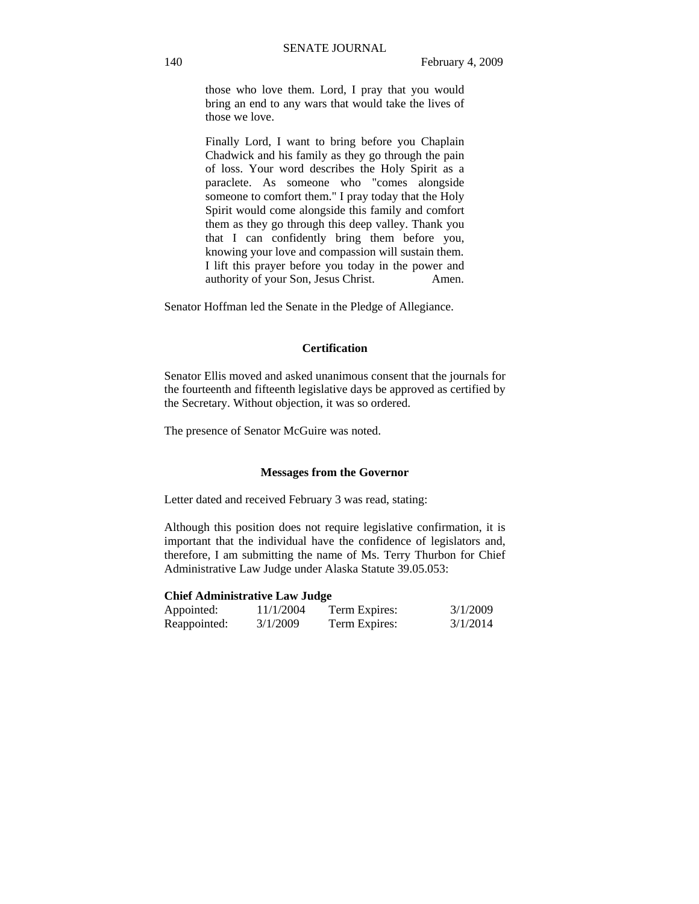> those who love them. Lord, I pray that you would bring an end to any wars that would take the lives of those we love.
>
> Finally Lord, I want to bring before you Chaplain Chadwick and his family as they go through the pain of loss. Your word describes the Holy Spirit as a paraclete. As someone who "comes alongside someone to comfort them." I pray today that the Holy Spirit would come alongside this family and comfort them as they go through this deep valley. Thank you that I can confidently bring them before you, knowing your love and compassion will sustain them. I lift this prayer before you today in the power and authority of your Son, Jesus Christ. Amen.

Senator Hoffman led the Senate in the Pledge of Allegiance.

### Certification

Senator Ellis moved and asked unanimous consent that the journals for the fourteenth and fifteenth legislative days be approved as certified by the Secretary. Without objection, it was so ordered.

The presence of Senator McGuire was noted.

### Messages from the Governor

Letter dated and received February 3 was read, stating:

Although this position does not require legislative confirmation, it is important that the individual have the confidence of legislators and, therefore, I am submitting the name of Ms. Terry Thurbon for Chief Administrative Law Judge under Alaska Statute 39.05.053:

**Chief Administrative Law Judge**

| | | | |
|---|---|---|---|
| Appointed: | 11/1/2004 | Term Expires: | 3/1/2009 |
| Reappointed: | 3/1/2009 | Term Expires: | 3/1/2014 |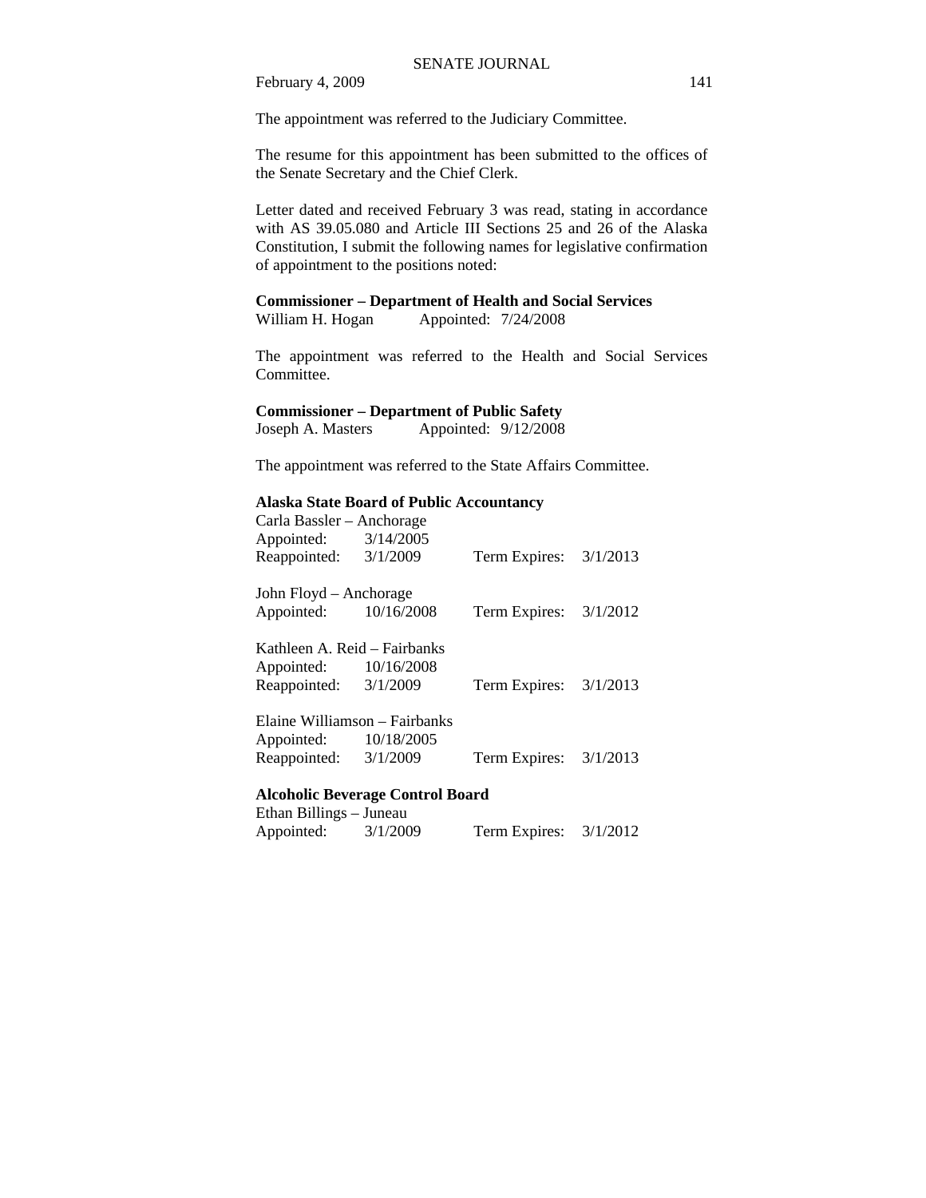The appointment was referred to the Judiciary Committee.

The resume for this appointment has been submitted to the offices of the Senate Secretary and the Chief Clerk.

Letter dated and received February 3 was read, stating in accordance with AS 39.05.080 and Article III Sections 25 and 26 of the Alaska Constitution, I submit the following names for legislative confirmation of appointment to the positions noted:

**Commissioner – Department of Health and Social Services**
William H. Hogan Appointed: 7/24/2008

The appointment was referred to the Health and Social Services Committee.

**Commissioner – Department of Public Safety**
Joseph A. Masters Appointed: 9/12/2008

The appointment was referred to the State Affairs Committee.

**Alaska State Board of Public Accountancy**

Carla Bassler – Anchorage
Appointed: 3/14/2005
Reappointed: 3/1/2009 Term Expires: 3/1/2013

John Floyd – Anchorage
Appointed: 10/16/2008 Term Expires: 3/1/2012

Kathleen A. Reid – Fairbanks
Appointed: 10/16/2008
Reappointed: 3/1/2009 Term Expires: 3/1/2013

Elaine Williamson – Fairbanks
Appointed: 10/18/2005
Reappointed: 3/1/2009 Term Expires: 3/1/2013

**Alcoholic Beverage Control Board**

Ethan Billings – Juneau
Appointed: 3/1/2009 Term Expires: 3/1/2012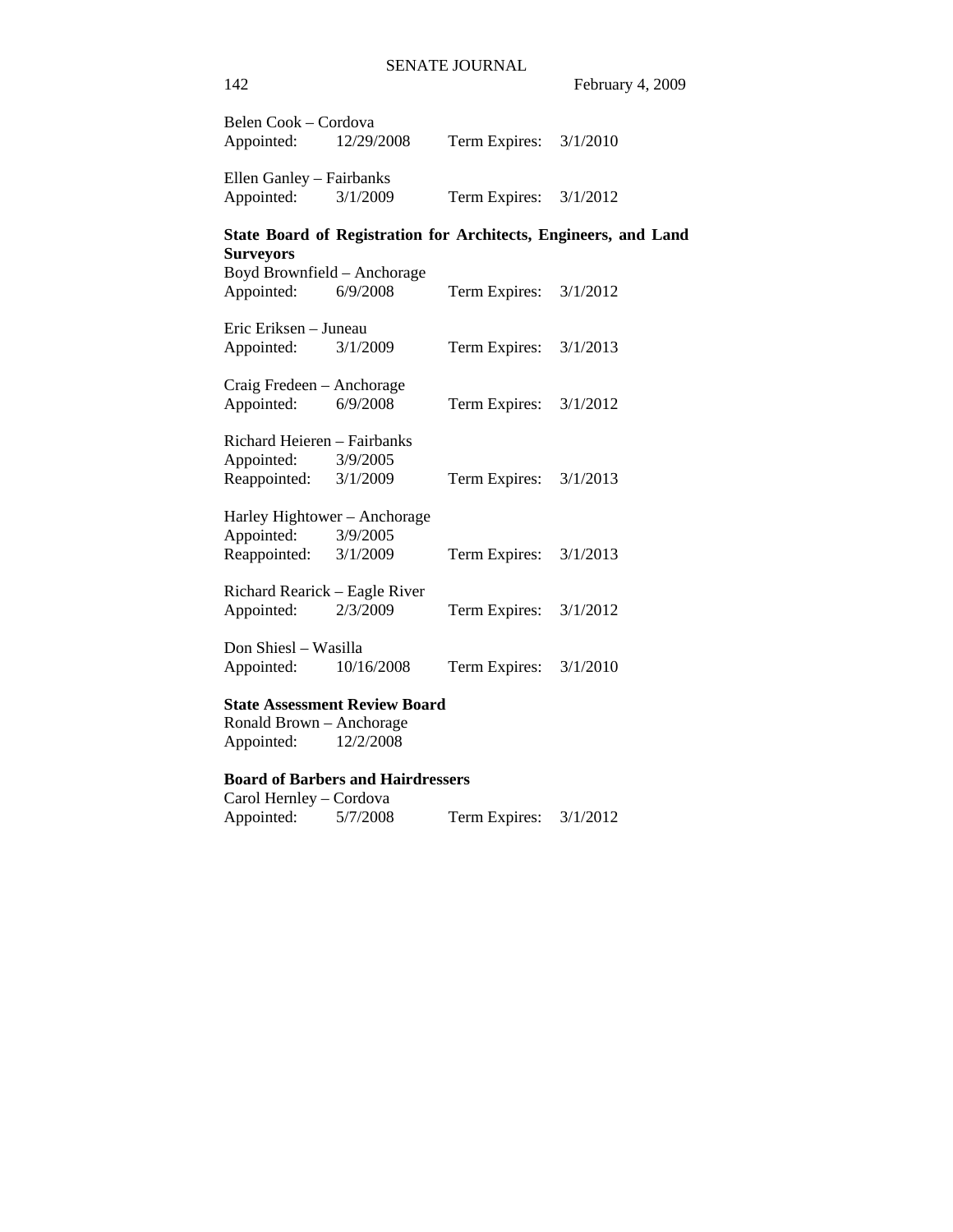Belen Cook – Cordova
Appointed: 12/29/2008 Term Expires: 3/1/2010

Ellen Ganley – Fairbanks
Appointed: 3/1/2009 Term Expires: 3/1/2012

**State Board of Registration for Architects, Engineers, and Land Surveyors**

Boyd Brownfield – Anchorage
Appointed: 6/9/2008 Term Expires: 3/1/2012

Eric Eriksen – Juneau
Appointed: 3/1/2009 Term Expires: 3/1/2013

Craig Fredeen – Anchorage
Appointed: 6/9/2008 Term Expires: 3/1/2012

Richard Heieren – Fairbanks
Appointed: 3/9/2005
Reappointed: 3/1/2009 Term Expires: 3/1/2013

Harley Hightower – Anchorage
Appointed: 3/9/2005
Reappointed: 3/1/2009 Term Expires: 3/1/2013

Richard Rearick – Eagle River
Appointed: 2/3/2009 Term Expires: 3/1/2012

Don Shiesl – Wasilla
Appointed: 10/16/2008 Term Expires: 3/1/2010

**State Assessment Review Board**

Ronald Brown – Anchorage
Appointed: 12/2/2008

**Board of Barbers and Hairdressers**

Carol Hernley – Cordova
Appointed: 5/7/2008 Term Expires: 3/1/2012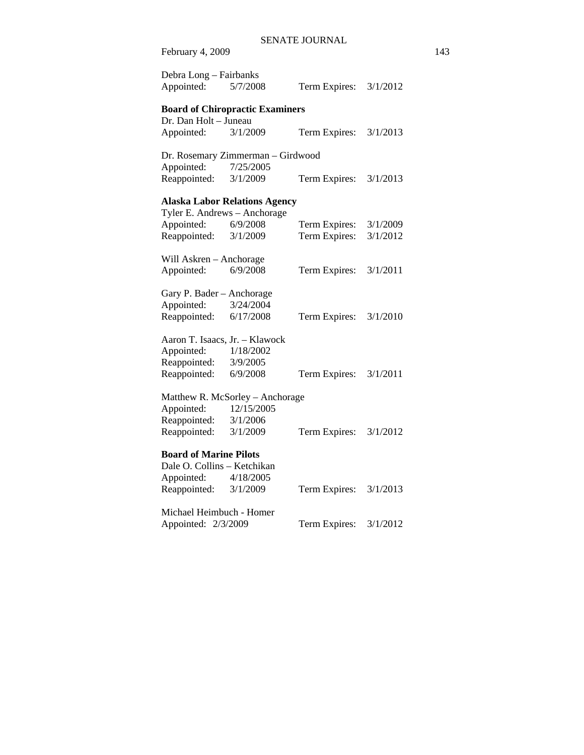Debra Long – Fairbanks
Appointed: 5/7/2008 Term Expires: 3/1/2012

**Board of Chiropractic Examiners**
Dr. Dan Holt – Juneau
Appointed: 3/1/2009 Term Expires: 3/1/2013

Dr. Rosemary Zimmerman – Girdwood
Appointed: 7/25/2005
Reappointed: 3/1/2009 Term Expires: 3/1/2013

**Alaska Labor Relations Agency**
Tyler E. Andrews – Anchorage
Appointed: 6/9/2008 Term Expires: 3/1/2009
Reappointed: 3/1/2009 Term Expires: 3/1/2012

Will Askren – Anchorage
Appointed: 6/9/2008 Term Expires: 3/1/2011

Gary P. Bader – Anchorage
Appointed: 3/24/2004
Reappointed: 6/17/2008 Term Expires: 3/1/2010

Aaron T. Isaacs, Jr. – Klawock
Appointed: 1/18/2002
Reappointed: 3/9/2005
Reappointed: 6/9/2008 Term Expires: 3/1/2011

Matthew R. McSorley – Anchorage
Appointed: 12/15/2005
Reappointed: 3/1/2006
Reappointed: 3/1/2009 Term Expires: 3/1/2012

**Board of Marine Pilots**
Dale O. Collins – Ketchikan
Appointed: 4/18/2005
Reappointed: 3/1/2009 Term Expires: 3/1/2013

Michael Heimbuch - Homer
Appointed: 2/3/2009 Term Expires: 3/1/2012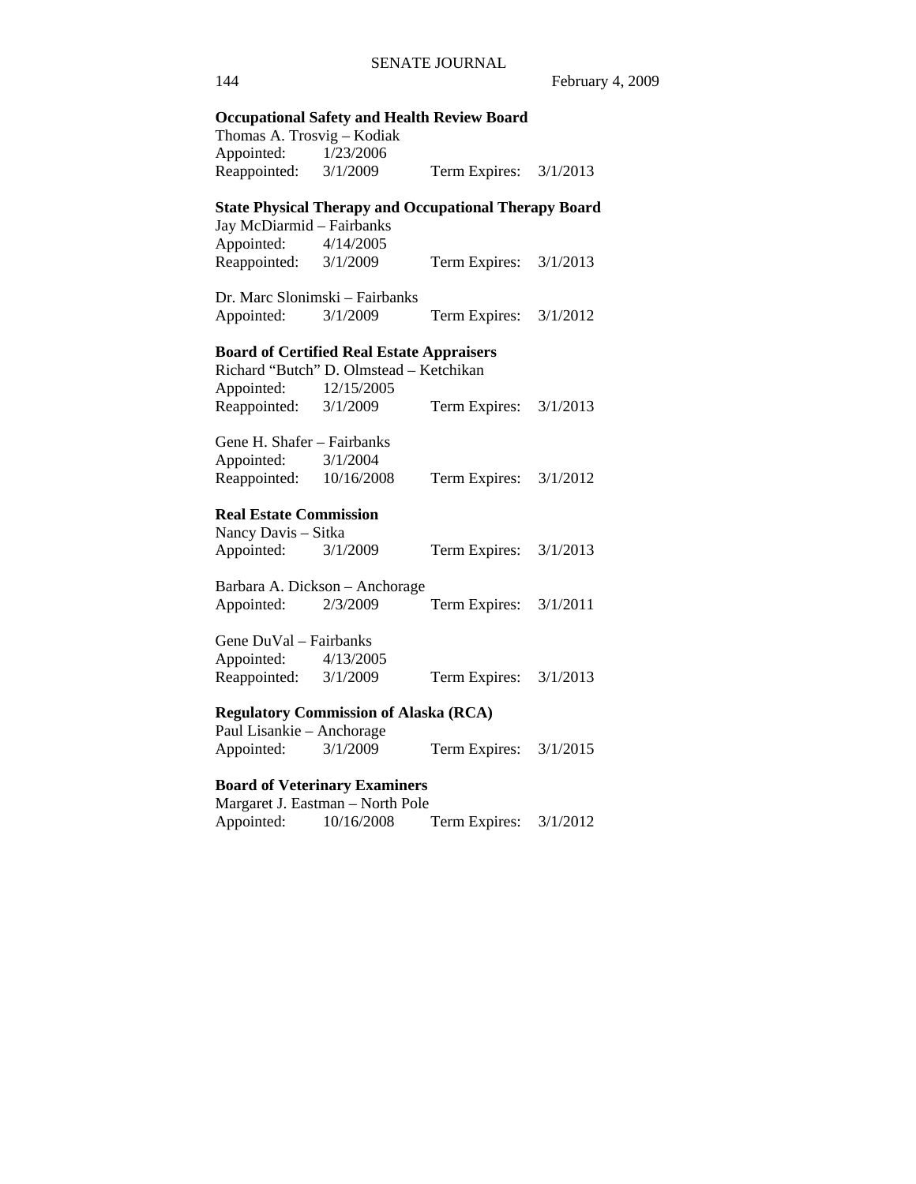**Occupational Safety and Health Review Board**

Thomas A. Trosvig – Kodiak
Appointed: 1/23/2006
Reappointed: 3/1/2009 Term Expires: 3/1/2013

**State Physical Therapy and Occupational Therapy Board**

Jay McDiarmid – Fairbanks
Appointed: 4/14/2005
Reappointed: 3/1/2009 Term Expires: 3/1/2013

Dr. Marc Slonimski – Fairbanks
Appointed: 3/1/2009 Term Expires: 3/1/2012

**Board of Certified Real Estate Appraisers**

Richard “Butch” D. Olmstead – Ketchikan
Appointed: 12/15/2005
Reappointed: 3/1/2009 Term Expires: 3/1/2013

Gene H. Shafer – Fairbanks
Appointed: 3/1/2004
Reappointed: 10/16/2008 Term Expires: 3/1/2012

**Real Estate Commission**

Nancy Davis – Sitka
Appointed: 3/1/2009 Term Expires: 3/1/2013

Barbara A. Dickson – Anchorage
Appointed: 2/3/2009 Term Expires: 3/1/2011

Gene DuVal – Fairbanks
Appointed: 4/13/2005
Reappointed: 3/1/2009 Term Expires: 3/1/2013

**Regulatory Commission of Alaska (RCA)**

Paul Lisankie – Anchorage
Appointed: 3/1/2009 Term Expires: 3/1/2015

**Board of Veterinary Examiners**

Margaret J. Eastman – North Pole
Appointed: 10/16/2008 Term Expires: 3/1/2012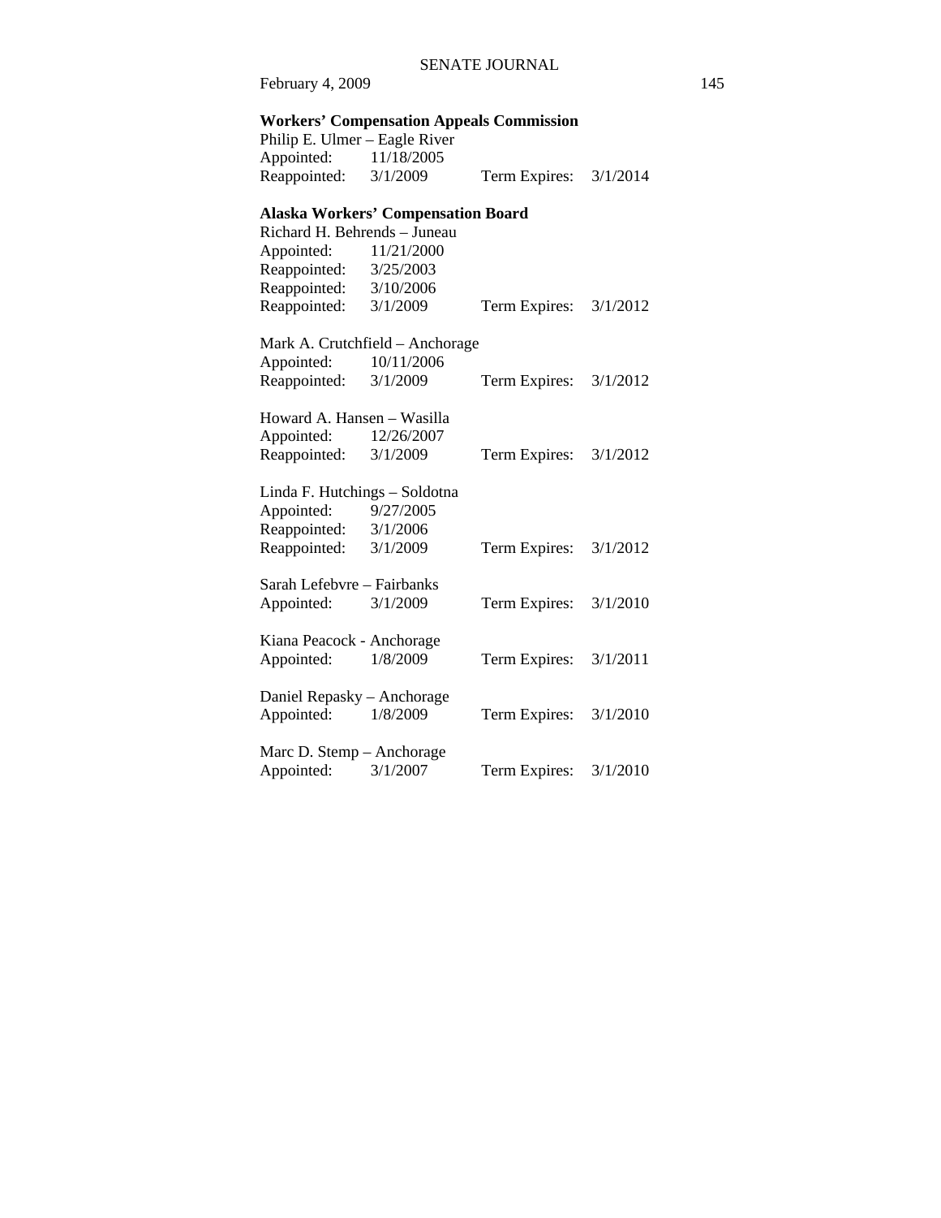**Workers' Compensation Appeals Commission**

Philip E. Ulmer – Eagle River
Appointed: 11/18/2005
Reappointed: 3/1/2009 Term Expires: 3/1/2014

**Alaska Workers' Compensation Board**

Richard H. Behrends – Juneau
Appointed: 11/21/2000
Reappointed: 3/25/2003
Reappointed: 3/10/2006
Reappointed: 3/1/2009 Term Expires: 3/1/2012

Mark A. Crutchfield – Anchorage
Appointed: 10/11/2006
Reappointed: 3/1/2009 Term Expires: 3/1/2012

Howard A. Hansen – Wasilla
Appointed: 12/26/2007
Reappointed: 3/1/2009 Term Expires: 3/1/2012

Linda F. Hutchings – Soldotna
Appointed: 9/27/2005
Reappointed: 3/1/2006
Reappointed: 3/1/2009 Term Expires: 3/1/2012

Sarah Lefebvre – Fairbanks
Appointed: 3/1/2009 Term Expires: 3/1/2010

Kiana Peacock - Anchorage
Appointed: 1/8/2009 Term Expires: 3/1/2011

Daniel Repasky – Anchorage
Appointed: 1/8/2009 Term Expires: 3/1/2010

Marc D. Stemp – Anchorage
Appointed: 3/1/2007 Term Expires: 3/1/2010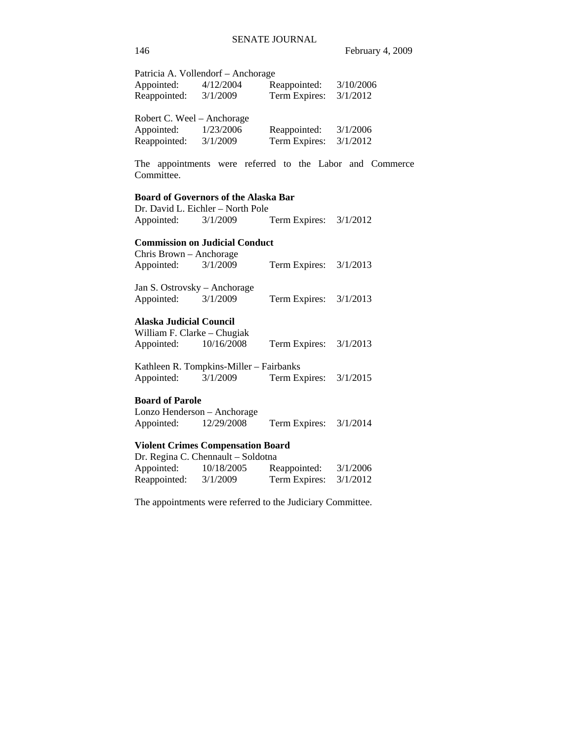Patricia A. Vollendorf – Anchorage

| | | | |
|---|---|---|---|
| Appointed: | 4/12/2004 | Reappointed: | 3/10/2006 |
| Reappointed: | 3/1/2009 | Term Expires: | 3/1/2012 |

Robert C. Weel – Anchorage

| | | | |
|---|---|---|---|
| Appointed: | 1/23/2006 | Reappointed: | 3/1/2006 |
| Reappointed: | 3/1/2009 | Term Expires: | 3/1/2012 |

The appointments were referred to the Labor and Commerce Committee.

**Board of Governors of the Alaska Bar**

Dr. David L. Eichler – North Pole

| | | | |
|---|---|---|---|
| Appointed: | 3/1/2009 | Term Expires: | 3/1/2012 |

**Commission on Judicial Conduct**

Chris Brown – Anchorage

| | | | |
|---|---|---|---|
| Appointed: | 3/1/2009 | Term Expires: | 3/1/2013 |

Jan S. Ostrovsky – Anchorage

| | | | |
|---|---|---|---|
| Appointed: | 3/1/2009 | Term Expires: | 3/1/2013 |

**Alaska Judicial Council**

William F. Clarke – Chugiak

| | | | |
|---|---|---|---|
| Appointed: | 10/16/2008 | Term Expires: | 3/1/2013 |

Kathleen R. Tompkins-Miller – Fairbanks

| | | | |
|---|---|---|---|
| Appointed: | 3/1/2009 | Term Expires: | 3/1/2015 |

**Board of Parole**

Lonzo Henderson – Anchorage

| | | | |
|---|---|---|---|
| Appointed: | 12/29/2008 | Term Expires: | 3/1/2014 |

**Violent Crimes Compensation Board**

Dr. Regina C. Chennault – Soldotna

| | | | |
|---|---|---|---|
| Appointed: | 10/18/2005 | Reappointed: | 3/1/2006 |
| Reappointed: | 3/1/2009 | Term Expires: | 3/1/2012 |

The appointments were referred to the Judiciary Committee.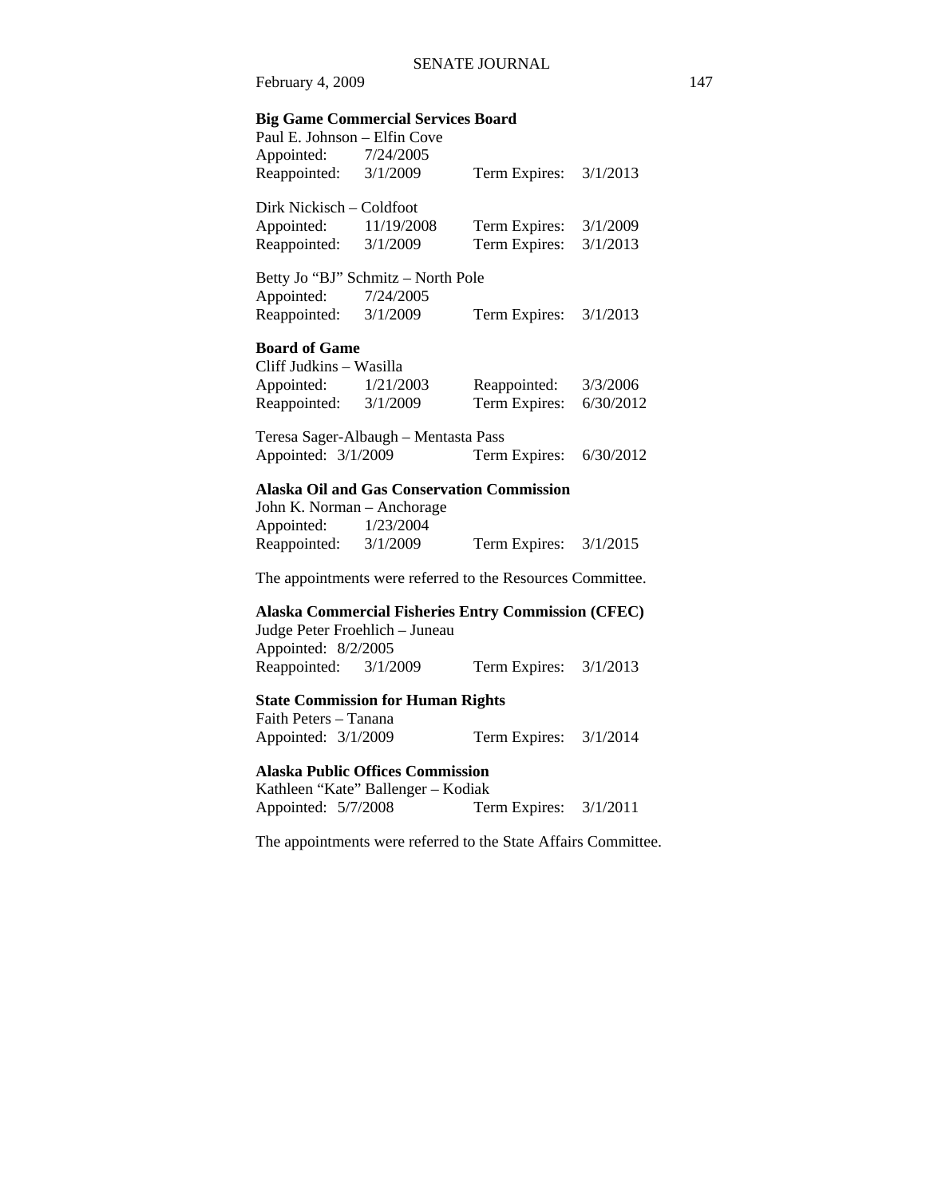**Big Game Commercial Services Board**

Paul E. Johnson – Elfin Cove
Appointed: 7/24/2005
Reappointed: 3/1/2009 Term Expires: 3/1/2013

Dirk Nickisch – Coldfoot
Appointed: 11/19/2008 Term Expires: 3/1/2009
Reappointed: 3/1/2009 Term Expires: 3/1/2013

Betty Jo “BJ” Schmitz – North Pole
Appointed: 7/24/2005
Reappointed: 3/1/2009 Term Expires: 3/1/2013

**Board of Game**

Cliff Judkins – Wasilla
Appointed: 1/21/2003 Reappointed: 3/3/2006
Reappointed: 3/1/2009 Term Expires: 6/30/2012

Teresa Sager-Albaugh – Mentasta Pass
Appointed: 3/1/2009 Term Expires: 6/30/2012

**Alaska Oil and Gas Conservation Commission**

John K. Norman – Anchorage
Appointed: 1/23/2004
Reappointed: 3/1/2009 Term Expires: 3/1/2015

The appointments were referred to the Resources Committee.

**Alaska Commercial Fisheries Entry Commission (CFEC)**

Judge Peter Froehlich – Juneau
Appointed: 8/2/2005
Reappointed: 3/1/2009 Term Expires: 3/1/2013

**State Commission for Human Rights**

Faith Peters – Tanana
Appointed: 3/1/2009 Term Expires: 3/1/2014

**Alaska Public Offices Commission**

Kathleen “Kate” Ballenger – Kodiak
Appointed: 5/7/2008 Term Expires: 3/1/2011

The appointments were referred to the State Affairs Committee.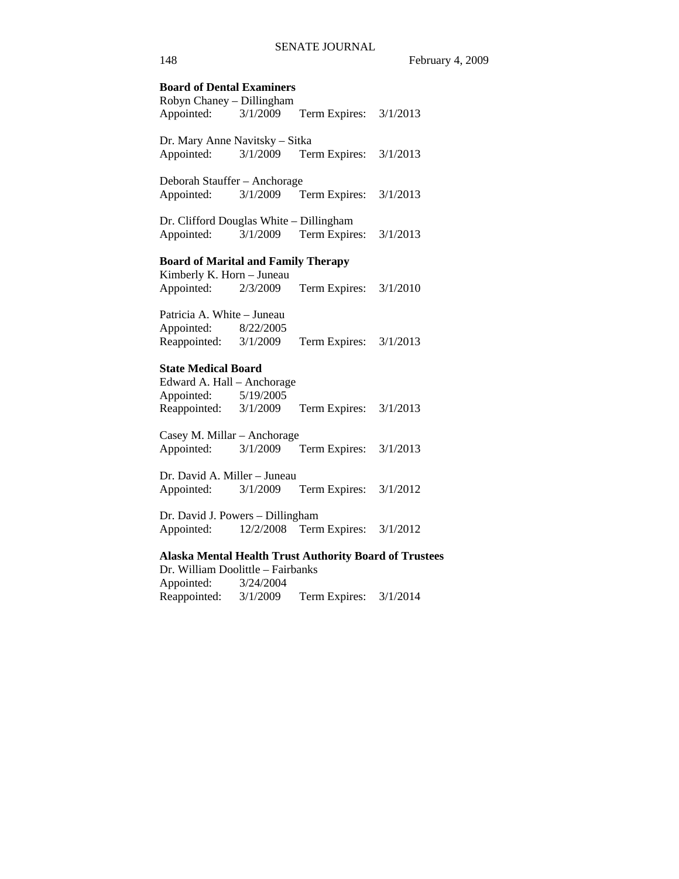**Board of Dental Examiners**

Robyn Chaney – Dillingham
Appointed: 3/1/2009 Term Expires: 3/1/2013

Dr. Mary Anne Navitsky – Sitka
Appointed: 3/1/2009 Term Expires: 3/1/2013

Deborah Stauffer – Anchorage
Appointed: 3/1/2009 Term Expires: 3/1/2013

Dr. Clifford Douglas White – Dillingham
Appointed: 3/1/2009 Term Expires: 3/1/2013

**Board of Marital and Family Therapy**

Kimberly K. Horn – Juneau
Appointed: 2/3/2009 Term Expires: 3/1/2010

Patricia A. White – Juneau
Appointed: 8/22/2005
Reappointed: 3/1/2009 Term Expires: 3/1/2013

**State Medical Board**

Edward A. Hall – Anchorage
Appointed: 5/19/2005
Reappointed: 3/1/2009 Term Expires: 3/1/2013

Casey M. Millar – Anchorage
Appointed: 3/1/2009 Term Expires: 3/1/2013

Dr. David A. Miller – Juneau
Appointed: 3/1/2009 Term Expires: 3/1/2012

Dr. David J. Powers – Dillingham
Appointed: 12/2/2008 Term Expires: 3/1/2012

**Alaska Mental Health Trust Authority Board of Trustees**

Dr. William Doolittle – Fairbanks
Appointed: 3/24/2004
Reappointed: 3/1/2009 Term Expires: 3/1/2014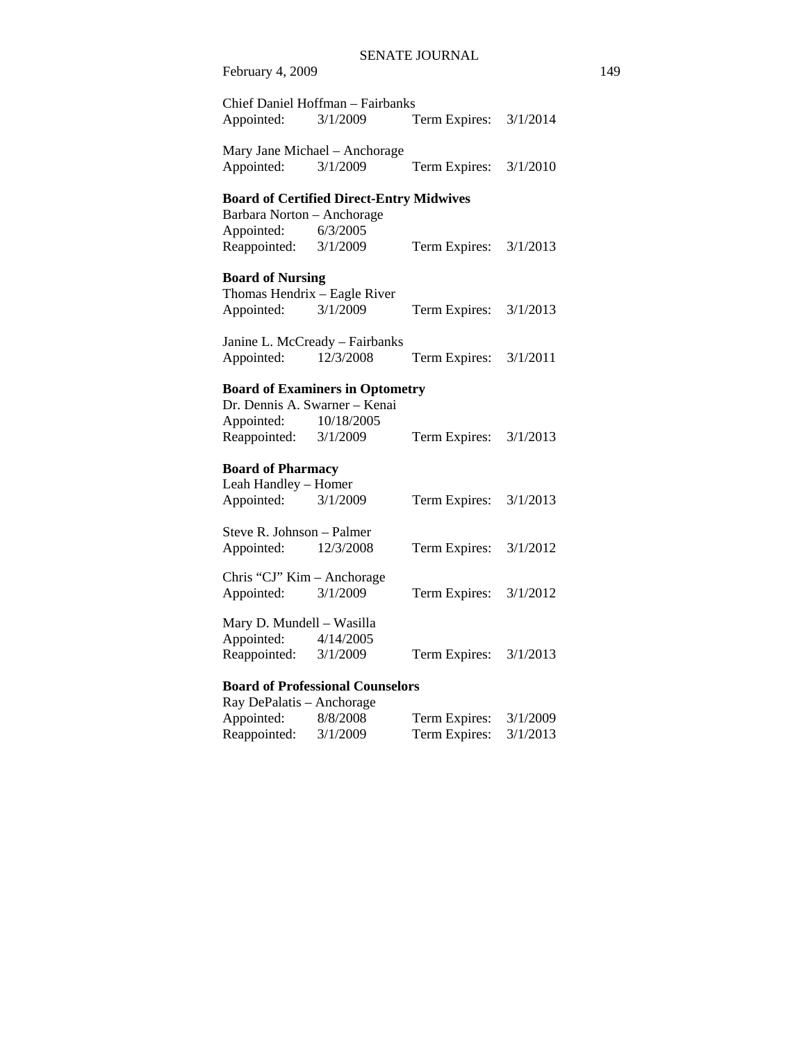Chief Daniel Hoffman – Fairbanks
Appointed: 3/1/2009 Term Expires: 3/1/2014

Mary Jane Michael – Anchorage
Appointed: 3/1/2009 Term Expires: 3/1/2010

**Board of Certified Direct-Entry Midwives**
Barbara Norton – Anchorage
Appointed: 6/3/2005
Reappointed: 3/1/2009 Term Expires: 3/1/2013

**Board of Nursing**
Thomas Hendrix – Eagle River
Appointed: 3/1/2009 Term Expires: 3/1/2013

Janine L. McCready – Fairbanks
Appointed: 12/3/2008 Term Expires: 3/1/2011

**Board of Examiners in Optometry**
Dr. Dennis A. Swarner – Kenai
Appointed: 10/18/2005
Reappointed: 3/1/2009 Term Expires: 3/1/2013

**Board of Pharmacy**
Leah Handley – Homer
Appointed: 3/1/2009 Term Expires: 3/1/2013

Steve R. Johnson – Palmer
Appointed: 12/3/2008 Term Expires: 3/1/2012

Chris "CJ" Kim – Anchorage
Appointed: 3/1/2009 Term Expires: 3/1/2012

Mary D. Mundell – Wasilla
Appointed: 4/14/2005
Reappointed: 3/1/2009 Term Expires: 3/1/2013

**Board of Professional Counselors**
Ray DePalatis – Anchorage
Appointed: 8/8/2008 Term Expires: 3/1/2009
Reappointed: 3/1/2009 Term Expires: 3/1/2013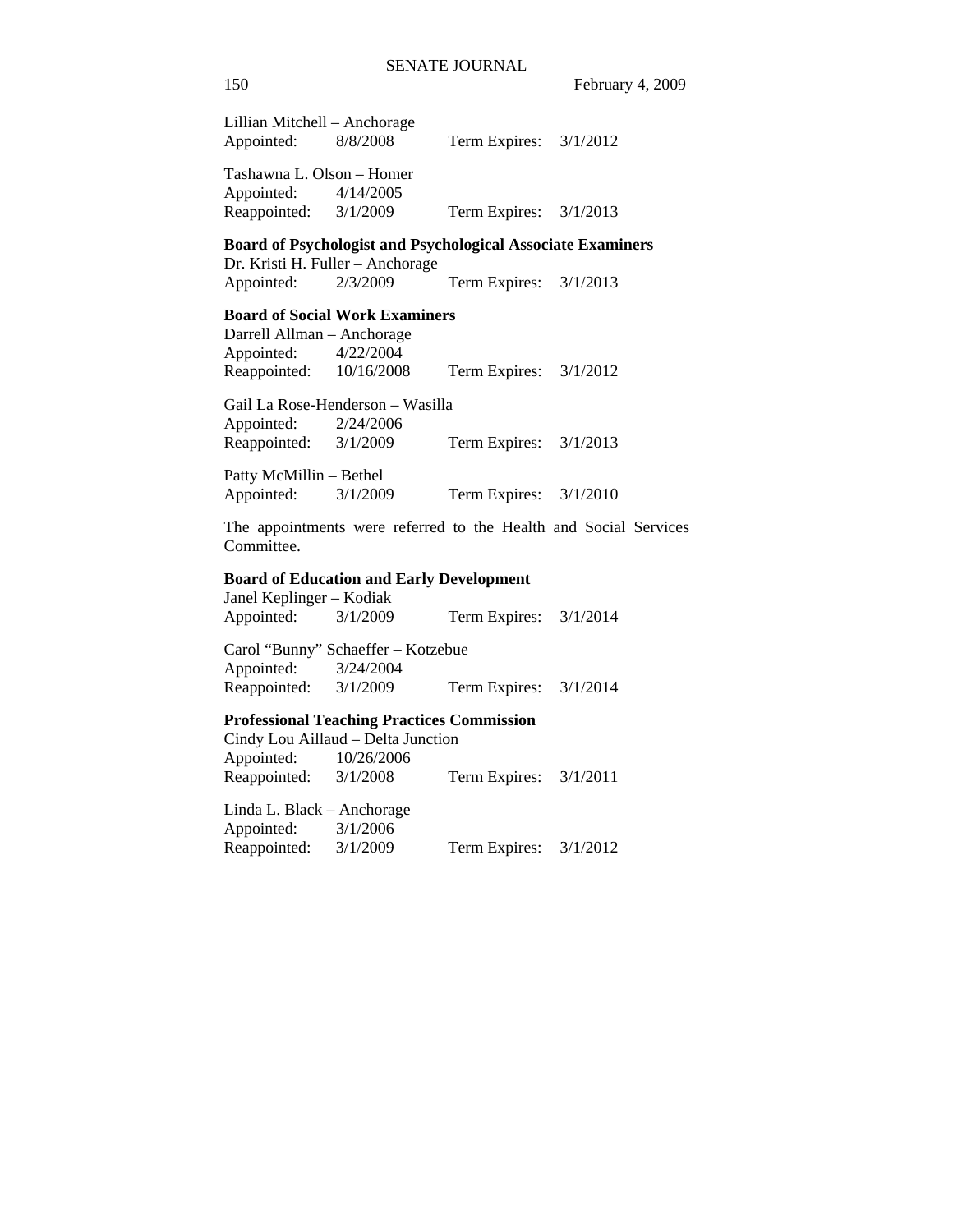Lillian Mitchell – Anchorage
Appointed: 8/8/2008 Term Expires: 3/1/2012

Tashawna L. Olson – Homer
Appointed: 4/14/2005
Reappointed: 3/1/2009 Term Expires: 3/1/2013

**Board of Psychologist and Psychological Associate Examiners**
Dr. Kristi H. Fuller – Anchorage
Appointed: 2/3/2009 Term Expires: 3/1/2013

**Board of Social Work Examiners**
Darrell Allman – Anchorage
Appointed: 4/22/2004
Reappointed: 10/16/2008 Term Expires: 3/1/2012

Gail La Rose-Henderson – Wasilla
Appointed: 2/24/2006
Reappointed: 3/1/2009 Term Expires: 3/1/2013

Patty McMillin – Bethel
Appointed: 3/1/2009 Term Expires: 3/1/2010

The appointments were referred to the Health and Social Services Committee.

**Board of Education and Early Development**
Janel Keplinger – Kodiak
Appointed: 3/1/2009 Term Expires: 3/1/2014

Carol "Bunny" Schaeffer – Kotzebue
Appointed: 3/24/2004
Reappointed: 3/1/2009 Term Expires: 3/1/2014

**Professional Teaching Practices Commission**
Cindy Lou Aillaud – Delta Junction
Appointed: 10/26/2006
Reappointed: 3/1/2008 Term Expires: 3/1/2011

Linda L. Black – Anchorage
Appointed: 3/1/2006
Reappointed: 3/1/2009 Term Expires: 3/1/2012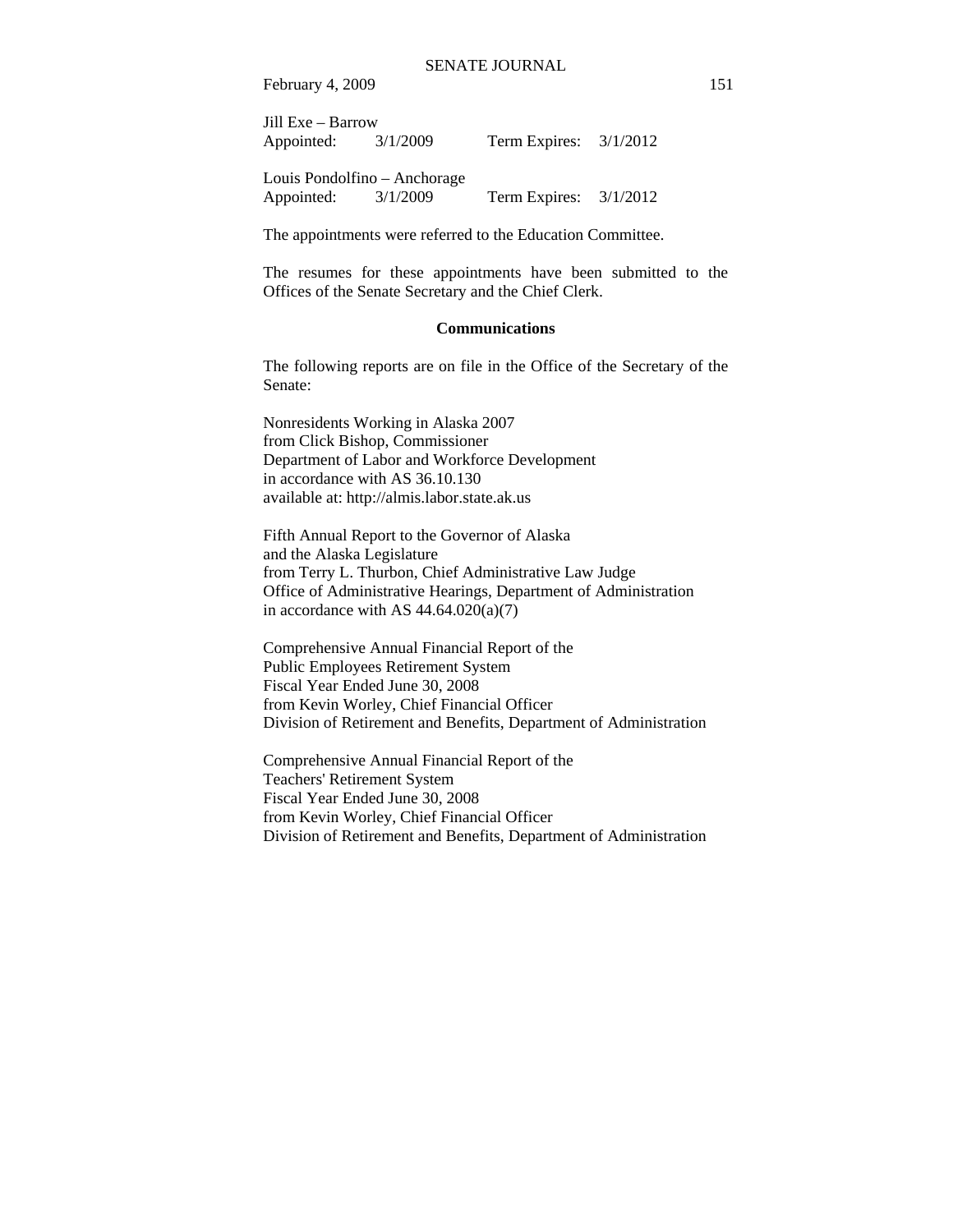Jill Exe – Barrow
Appointed: 3/1/2009 Term Expires: 3/1/2012

Louis Pondolfino – Anchorage
Appointed: 3/1/2009 Term Expires: 3/1/2012

The appointments were referred to the Education Committee.

The resumes for these appointments have been submitted to the Offices of the Senate Secretary and the Chief Clerk.

**Communications**

The following reports are on file in the Office of the Secretary of the Senate:

Nonresidents Working in Alaska 2007
from Click Bishop, Commissioner
Department of Labor and Workforce Development
in accordance with AS 36.10.130
available at: http://almis.labor.state.ak.us

Fifth Annual Report to the Governor of Alaska
and the Alaska Legislature
from Terry L. Thurbon, Chief Administrative Law Judge
Office of Administrative Hearings, Department of Administration
in accordance with AS 44.64.020(a)(7)

Comprehensive Annual Financial Report of the
Public Employees Retirement System
Fiscal Year Ended June 30, 2008
from Kevin Worley, Chief Financial Officer
Division of Retirement and Benefits, Department of Administration

Comprehensive Annual Financial Report of the
Teachers' Retirement System
Fiscal Year Ended June 30, 2008
from Kevin Worley, Chief Financial Officer
Division of Retirement and Benefits, Department of Administration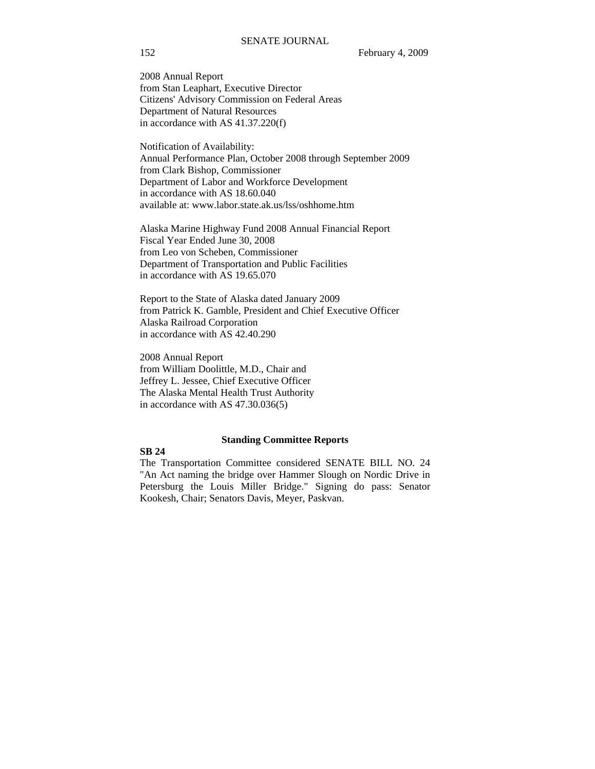2008 Annual Report
from Stan Leaphart, Executive Director
Citizens' Advisory Commission on Federal Areas
Department of Natural Resources
in accordance with AS 41.37.220(f)

Notification of Availability:
Annual Performance Plan, October 2008 through September 2009
from Clark Bishop, Commissioner
Department of Labor and Workforce Development
in accordance with AS 18.60.040
available at: www.labor.state.ak.us/lss/oshhome.htm

Alaska Marine Highway Fund 2008 Annual Financial Report
Fiscal Year Ended June 30, 2008
from Leo von Scheben, Commissioner
Department of Transportation and Public Facilities
in accordance with AS 19.65.070

Report to the State of Alaska dated January 2009
from Patrick K. Gamble, President and Chief Executive Officer
Alaska Railroad Corporation
in accordance with AS 42.40.290

2008 Annual Report
from William Doolittle, M.D., Chair and
Jeffrey L. Jessee, Chief Executive Officer
The Alaska Mental Health Trust Authority
in accordance with AS 47.30.036(5)

## Standing Committee Reports

**SB 24**

The Transportation Committee considered SENATE BILL NO. 24 "An Act naming the bridge over Hammer Slough on Nordic Drive in Petersburg the Louis Miller Bridge." Signing do pass: Senator Kookesh, Chair; Senators Davis, Meyer, Paskvan.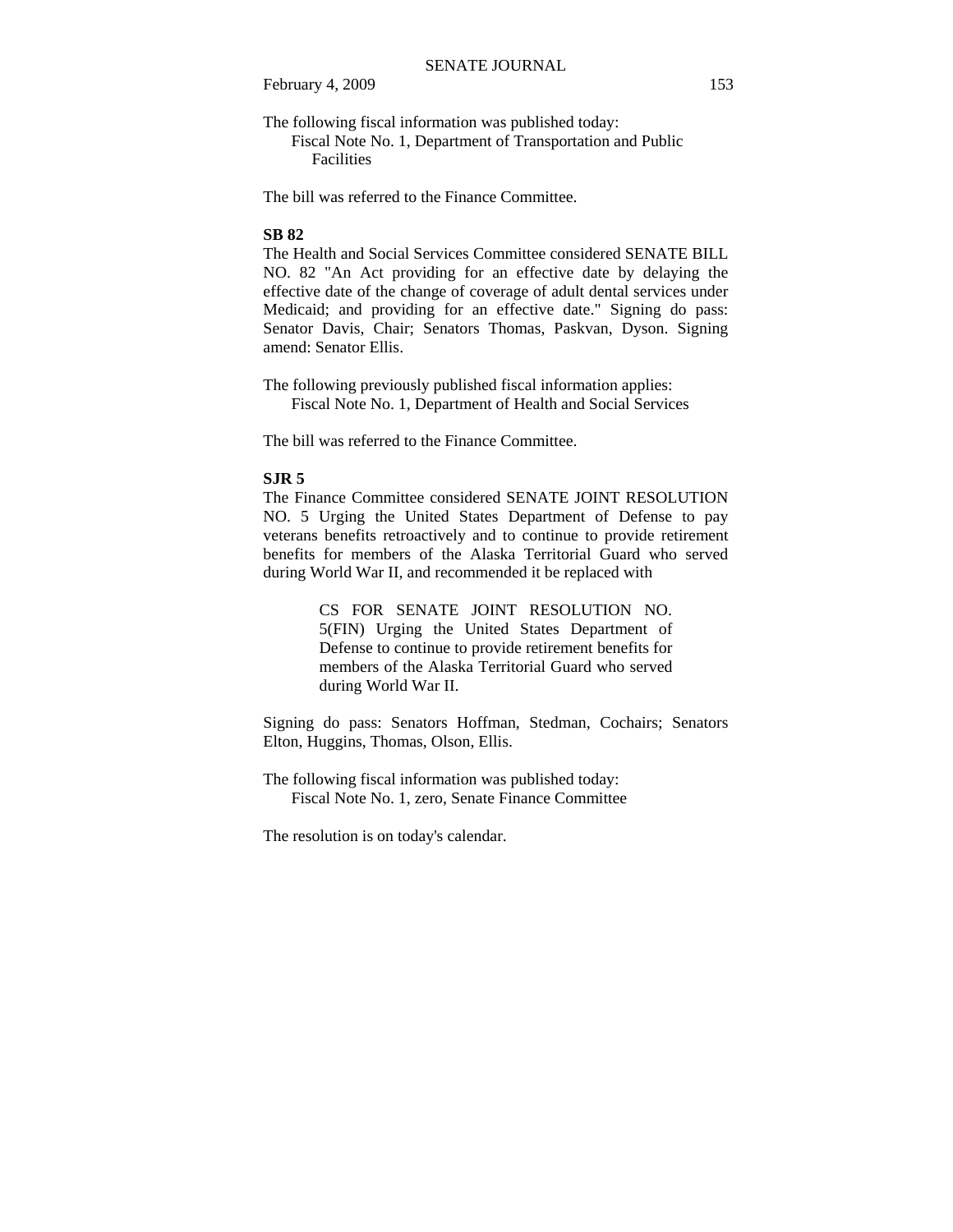The following fiscal information was published today:

Fiscal Note No. 1, Department of Transportation and Public Facilities

The bill was referred to the Finance Committee.

**SB 82**

The Health and Social Services Committee considered SENATE BILL NO. 82 "An Act providing for an effective date by delaying the effective date of the change of coverage of adult dental services under Medicaid; and providing for an effective date." Signing do pass: Senator Davis, Chair; Senators Thomas, Paskvan, Dyson. Signing amend: Senator Ellis.

The following previously published fiscal information applies:

Fiscal Note No. 1, Department of Health and Social Services

The bill was referred to the Finance Committee.

**SJR 5**

The Finance Committee considered SENATE JOINT RESOLUTION NO. 5 Urging the United States Department of Defense to pay veterans benefits retroactively and to continue to provide retirement benefits for members of the Alaska Territorial Guard who served during World War II, and recommended it be replaced with

> CS FOR SENATE JOINT RESOLUTION NO. 5(FIN) Urging the United States Department of Defense to continue to provide retirement benefits for members of the Alaska Territorial Guard who served during World War II.

Signing do pass: Senators Hoffman, Stedman, Cochairs; Senators Elton, Huggins, Thomas, Olson, Ellis.

The following fiscal information was published today:

Fiscal Note No. 1, zero, Senate Finance Committee

The resolution is on today's calendar.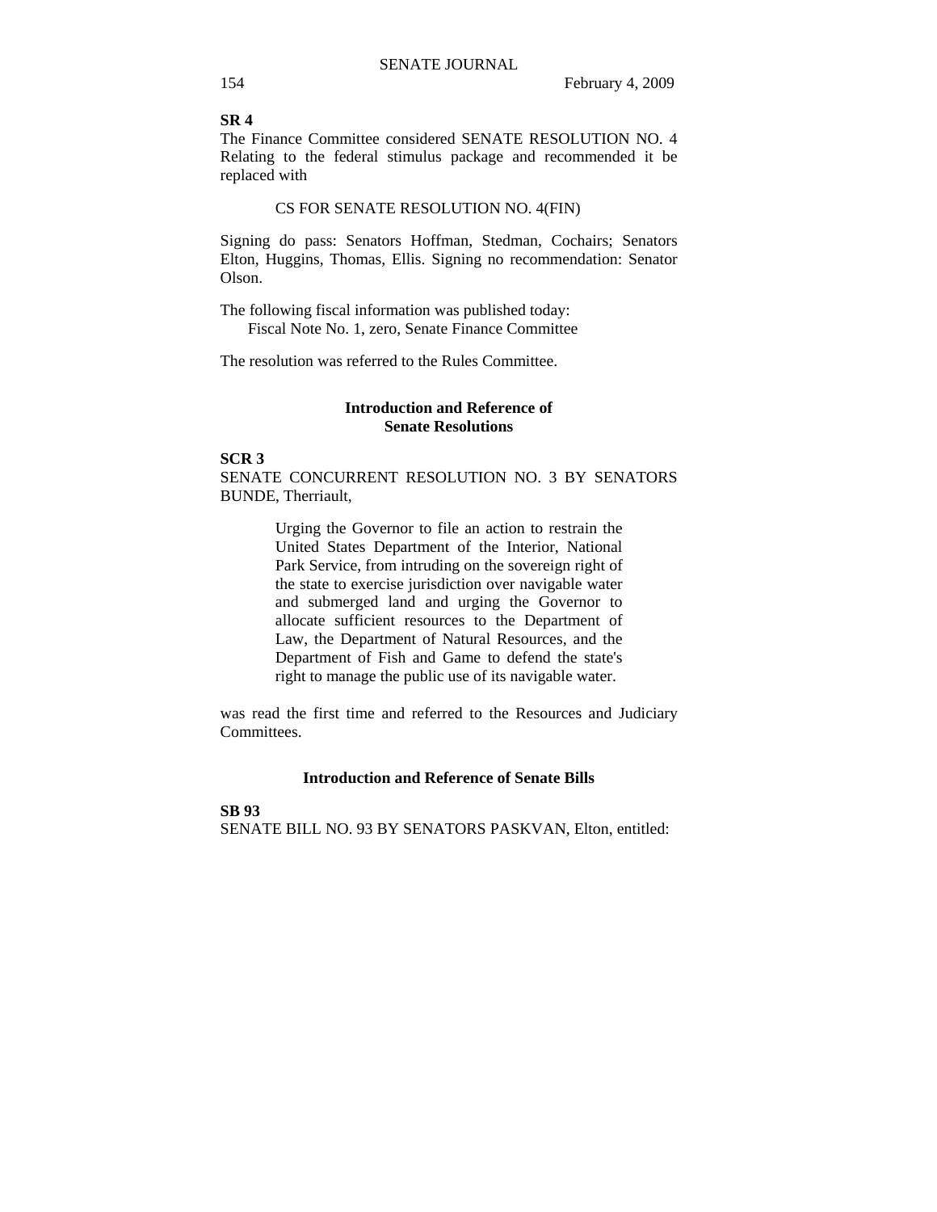**SR 4**

The Finance Committee considered SENATE RESOLUTION NO. 4 Relating to the federal stimulus package and recommended it be replaced with

CS FOR SENATE RESOLUTION NO. 4(FIN)

Signing do pass: Senators Hoffman, Stedman, Cochairs; Senators Elton, Huggins, Thomas, Ellis. Signing no recommendation: Senator Olson.

The following fiscal information was published today:
Fiscal Note No. 1, zero, Senate Finance Committee

The resolution was referred to the Rules Committee.

### Introduction and Reference of Senate Resolutions

**SCR 3**

SENATE CONCURRENT RESOLUTION NO. 3 BY SENATORS BUNDE, Therriault,

> Urging the Governor to file an action to restrain the United States Department of the Interior, National Park Service, from intruding on the sovereign right of the state to exercise jurisdiction over navigable water and submerged land and urging the Governor to allocate sufficient resources to the Department of Law, the Department of Natural Resources, and the Department of Fish and Game to defend the state's right to manage the public use of its navigable water.

was read the first time and referred to the Resources and Judiciary Committees.

### Introduction and Reference of Senate Bills

**SB 93**

SENATE BILL NO. 93 BY SENATORS PASKVAN, Elton, entitled: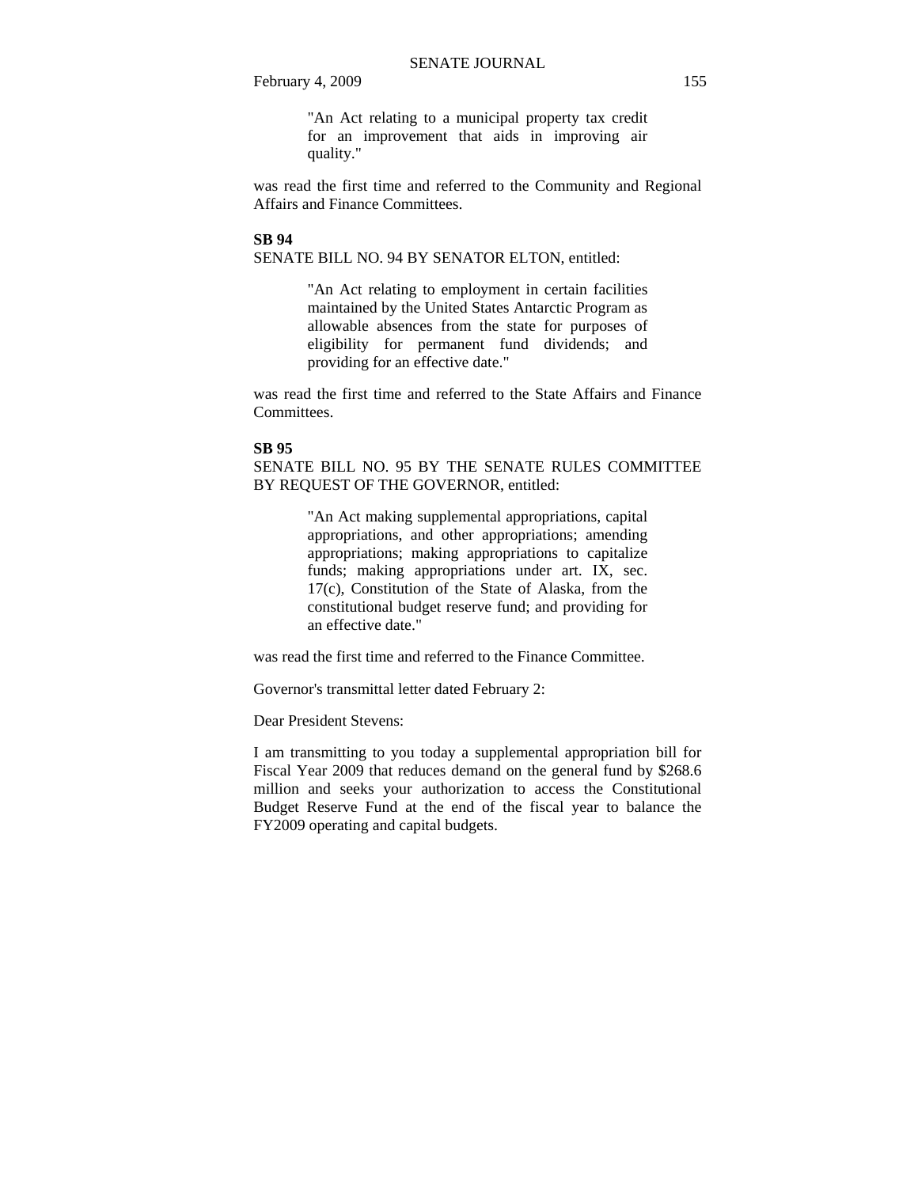"An Act relating to a municipal property tax credit for an improvement that aids in improving air quality."

was read the first time and referred to the Community and Regional Affairs and Finance Committees.

**SB 94**

SENATE BILL NO. 94 BY SENATOR ELTON, entitled:

"An Act relating to employment in certain facilities maintained by the United States Antarctic Program as allowable absences from the state for purposes of eligibility for permanent fund dividends; and providing for an effective date."

was read the first time and referred to the State Affairs and Finance Committees.

**SB 95**

SENATE BILL NO. 95 BY THE SENATE RULES COMMITTEE BY REQUEST OF THE GOVERNOR, entitled:

"An Act making supplemental appropriations, capital appropriations, and other appropriations; amending appropriations; making appropriations to capitalize funds; making appropriations under art. IX, sec. 17(c), Constitution of the State of Alaska, from the constitutional budget reserve fund; and providing for an effective date."

was read the first time and referred to the Finance Committee.

Governor's transmittal letter dated February 2:

Dear President Stevens:

I am transmitting to you today a supplemental appropriation bill for Fiscal Year 2009 that reduces demand on the general fund by $268.6 million and seeks your authorization to access the Constitutional Budget Reserve Fund at the end of the fiscal year to balance the FY2009 operating and capital budgets.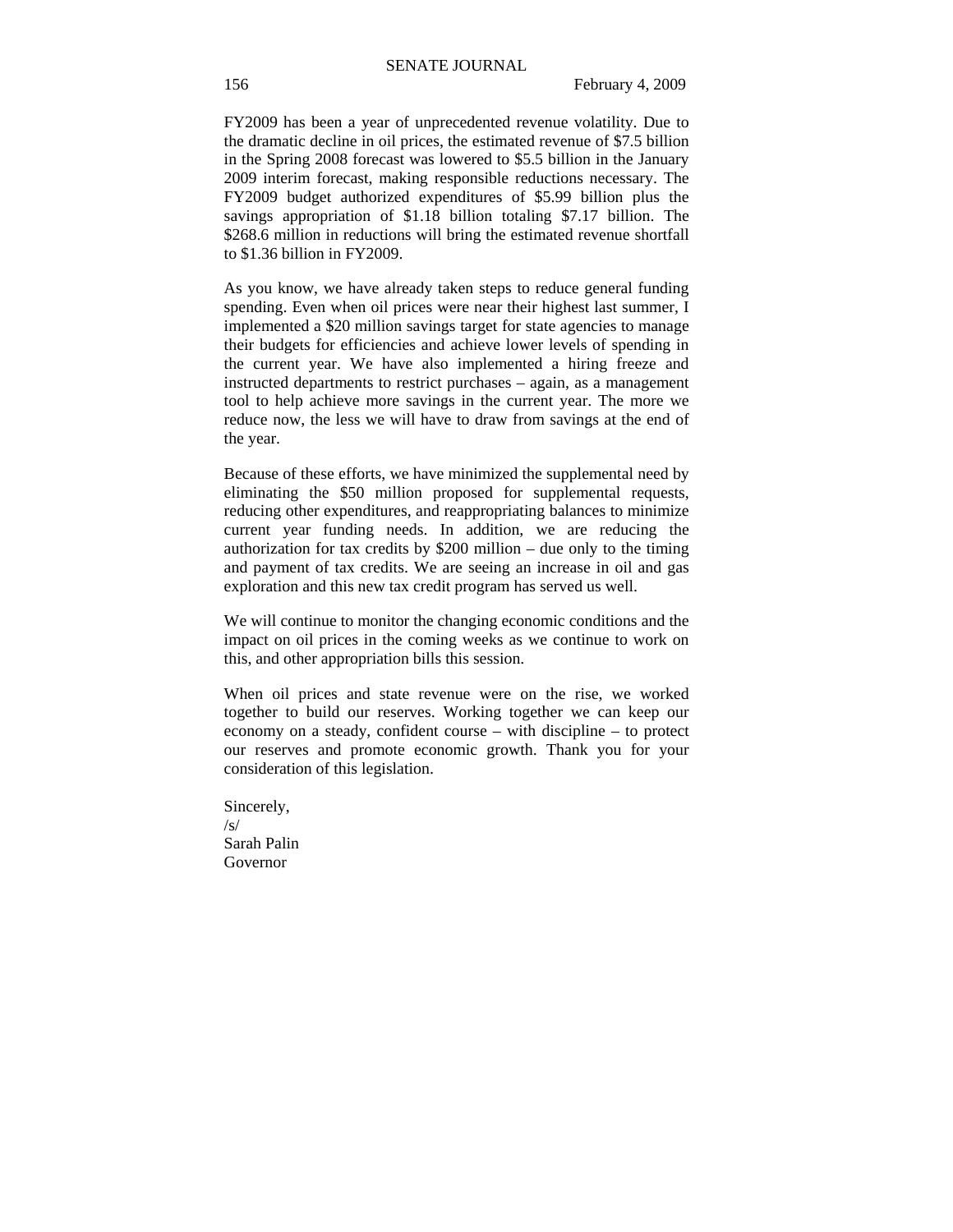FY2009 has been a year of unprecedented revenue volatility. Due to the dramatic decline in oil prices, the estimated revenue of $7.5 billion in the Spring 2008 forecast was lowered to $5.5 billion in the January 2009 interim forecast, making responsible reductions necessary. The FY2009 budget authorized expenditures of $5.99 billion plus the savings appropriation of $1.18 billion totaling $7.17 billion. The $268.6 million in reductions will bring the estimated revenue shortfall to $1.36 billion in FY2009.

As you know, we have already taken steps to reduce general funding spending. Even when oil prices were near their highest last summer, I implemented a $20 million savings target for state agencies to manage their budgets for efficiencies and achieve lower levels of spending in the current year. We have also implemented a hiring freeze and instructed departments to restrict purchases – again, as a management tool to help achieve more savings in the current year. The more we reduce now, the less we will have to draw from savings at the end of the year.

Because of these efforts, we have minimized the supplemental need by eliminating the $50 million proposed for supplemental requests, reducing other expenditures, and reappropriating balances to minimize current year funding needs. In addition, we are reducing the authorization for tax credits by $200 million – due only to the timing and payment of tax credits. We are seeing an increase in oil and gas exploration and this new tax credit program has served us well.

We will continue to monitor the changing economic conditions and the impact on oil prices in the coming weeks as we continue to work on this, and other appropriation bills this session.

When oil prices and state revenue were on the rise, we worked together to build our reserves. Working together we can keep our economy on a steady, confident course – with discipline – to protect our reserves and promote economic growth. Thank you for your consideration of this legislation.

Sincerely,  
/s/  
Sarah Palin  
Governor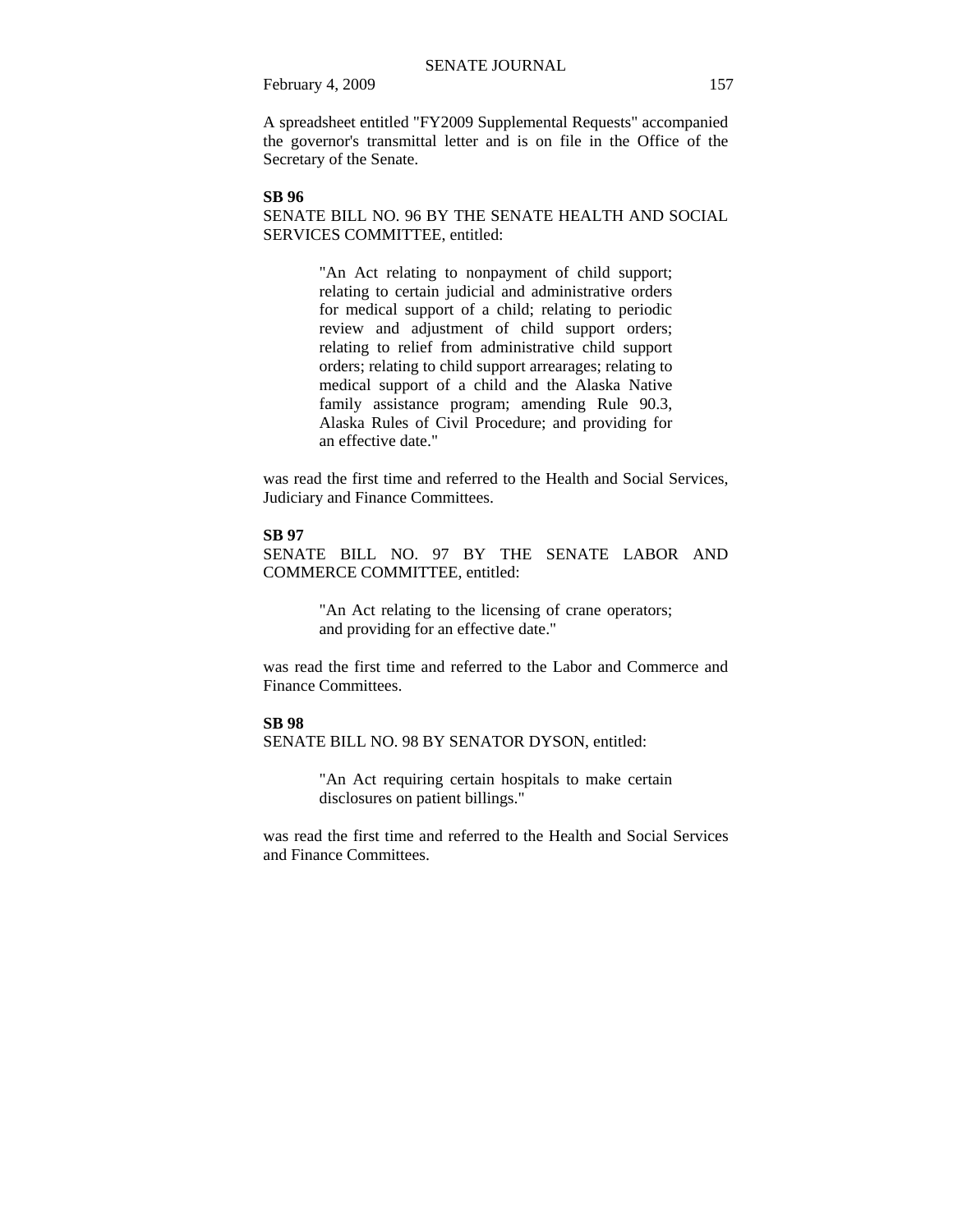A spreadsheet entitled "FY2009 Supplemental Requests" accompanied the governor's transmittal letter and is on file in the Office of the Secretary of the Senate.

**SB 96**

SENATE BILL NO. 96 BY THE SENATE HEALTH AND SOCIAL SERVICES COMMITTEE, entitled:

> "An Act relating to nonpayment of child support; relating to certain judicial and administrative orders for medical support of a child; relating to periodic review and adjustment of child support orders; relating to relief from administrative child support orders; relating to child support arrearages; relating to medical support of a child and the Alaska Native family assistance program; amending Rule 90.3, Alaska Rules of Civil Procedure; and providing for an effective date."

was read the first time and referred to the Health and Social Services, Judiciary and Finance Committees.

**SB 97**

SENATE BILL NO. 97 BY THE SENATE LABOR AND COMMERCE COMMITTEE, entitled:

> "An Act relating to the licensing of crane operators; and providing for an effective date."

was read the first time and referred to the Labor and Commerce and Finance Committees.

**SB 98**

SENATE BILL NO. 98 BY SENATOR DYSON, entitled:

> "An Act requiring certain hospitals to make certain disclosures on patient billings."

was read the first time and referred to the Health and Social Services and Finance Committees.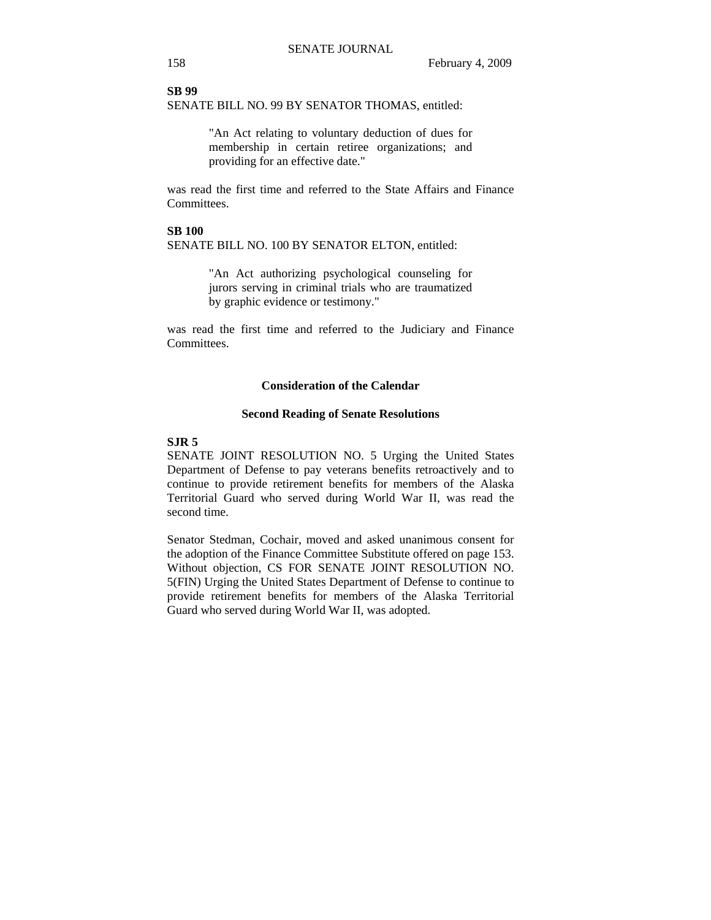**SB 99**

SENATE BILL NO. 99 BY SENATOR THOMAS, entitled:

> "An Act relating to voluntary deduction of dues for membership in certain retiree organizations; and providing for an effective date."

was read the first time and referred to the State Affairs and Finance Committees.

**SB 100**

SENATE BILL NO. 100 BY SENATOR ELTON, entitled:

> "An Act authorizing psychological counseling for jurors serving in criminal trials who are traumatized by graphic evidence or testimony."

was read the first time and referred to the Judiciary and Finance Committees.

## Consideration of the Calendar

### Second Reading of Senate Resolutions

**SJR 5**

SENATE JOINT RESOLUTION NO. 5 Urging the United States Department of Defense to pay veterans benefits retroactively and to continue to provide retirement benefits for members of the Alaska Territorial Guard who served during World War II, was read the second time.

Senator Stedman, Cochair, moved and asked unanimous consent for the adoption of the Finance Committee Substitute offered on page 153. Without objection, CS FOR SENATE JOINT RESOLUTION NO. 5(FIN) Urging the United States Department of Defense to continue to provide retirement benefits for members of the Alaska Territorial Guard who served during World War II, was adopted.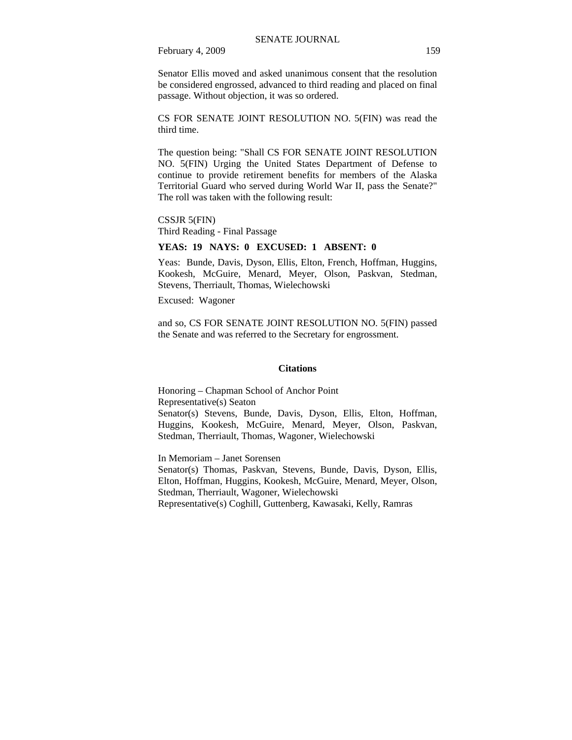Senator Ellis moved and asked unanimous consent that the resolution be considered engrossed, advanced to third reading and placed on final passage. Without objection, it was so ordered.

CS FOR SENATE JOINT RESOLUTION NO. 5(FIN) was read the third time.

The question being: "Shall CS FOR SENATE JOINT RESOLUTION NO. 5(FIN) Urging the United States Department of Defense to continue to provide retirement benefits for members of the Alaska Territorial Guard who served during World War II, pass the Senate?" The roll was taken with the following result:

CSSJR 5(FIN)
Third Reading - Final Passage

**YEAS: 19 NAYS: 0 EXCUSED: 1 ABSENT: 0**

Yeas: Bunde, Davis, Dyson, Ellis, Elton, French, Hoffman, Huggins, Kookesh, McGuire, Menard, Meyer, Olson, Paskvan, Stedman, Stevens, Therriault, Thomas, Wielechowski

Excused: Wagoner

and so, CS FOR SENATE JOINT RESOLUTION NO. 5(FIN) passed the Senate and was referred to the Secretary for engrossment.

**Citations**

Honoring – Chapman School of Anchor Point
Representative(s) Seaton
Senator(s) Stevens, Bunde, Davis, Dyson, Ellis, Elton, Hoffman, Huggins, Kookesh, McGuire, Menard, Meyer, Olson, Paskvan, Stedman, Therriault, Thomas, Wagoner, Wielechowski

In Memoriam – Janet Sorensen
Senator(s) Thomas, Paskvan, Stevens, Bunde, Davis, Dyson, Ellis, Elton, Hoffman, Huggins, Kookesh, McGuire, Menard, Meyer, Olson, Stedman, Therriault, Wagoner, Wielechowski
Representative(s) Coghill, Guttenberg, Kawasaki, Kelly, Ramras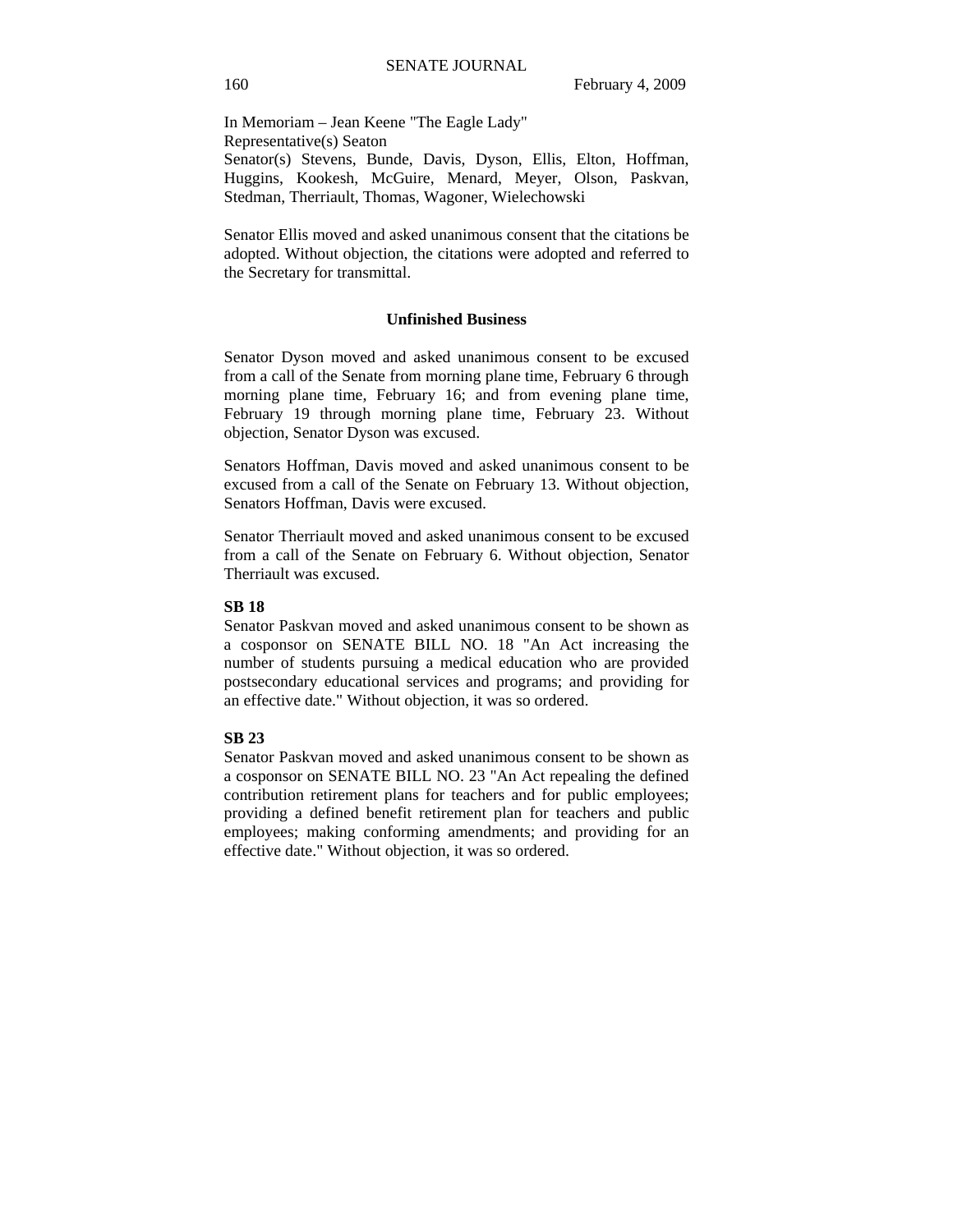In Memoriam – Jean Keene "The Eagle Lady"
Representative(s) Seaton
Senator(s) Stevens, Bunde, Davis, Dyson, Ellis, Elton, Hoffman, Huggins, Kookesh, McGuire, Menard, Meyer, Olson, Paskvan, Stedman, Therriault, Thomas, Wagoner, Wielechowski

Senator Ellis moved and asked unanimous consent that the citations be adopted. Without objection, the citations were adopted and referred to the Secretary for transmittal.

**Unfinished Business**

Senator Dyson moved and asked unanimous consent to be excused from a call of the Senate from morning plane time, February 6 through morning plane time, February 16; and from evening plane time, February 19 through morning plane time, February 23. Without objection, Senator Dyson was excused.

Senators Hoffman, Davis moved and asked unanimous consent to be excused from a call of the Senate on February 13. Without objection, Senators Hoffman, Davis were excused.

Senator Therriault moved and asked unanimous consent to be excused from a call of the Senate on February 6. Without objection, Senator Therriault was excused.

**SB 18**

Senator Paskvan moved and asked unanimous consent to be shown as a cosponsor on SENATE BILL NO. 18 "An Act increasing the number of students pursuing a medical education who are provided postsecondary educational services and programs; and providing for an effective date." Without objection, it was so ordered.

**SB 23**

Senator Paskvan moved and asked unanimous consent to be shown as a cosponsor on SENATE BILL NO. 23 "An Act repealing the defined contribution retirement plans for teachers and for public employees; providing a defined benefit retirement plan for teachers and public employees; making conforming amendments; and providing for an effective date." Without objection, it was so ordered.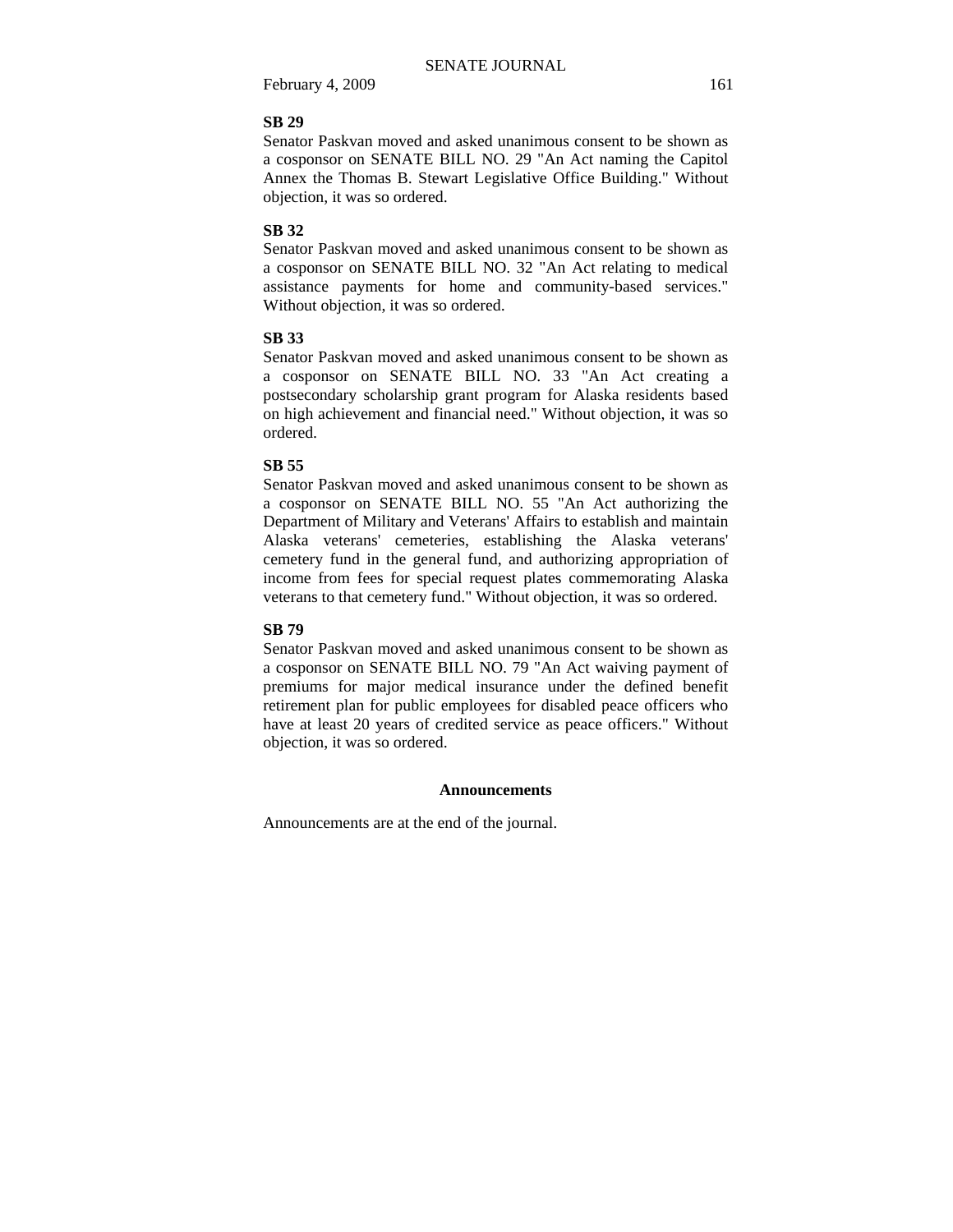**SB 29**

Senator Paskvan moved and asked unanimous consent to be shown as a cosponsor on SENATE BILL NO. 29 "An Act naming the Capitol Annex the Thomas B. Stewart Legislative Office Building." Without objection, it was so ordered.

**SB 32**

Senator Paskvan moved and asked unanimous consent to be shown as a cosponsor on SENATE BILL NO. 32 "An Act relating to medical assistance payments for home and community-based services." Without objection, it was so ordered.

**SB 33**

Senator Paskvan moved and asked unanimous consent to be shown as a cosponsor on SENATE BILL NO. 33 "An Act creating a postsecondary scholarship grant program for Alaska residents based on high achievement and financial need." Without objection, it was so ordered.

**SB 55**

Senator Paskvan moved and asked unanimous consent to be shown as a cosponsor on SENATE BILL NO. 55 "An Act authorizing the Department of Military and Veterans' Affairs to establish and maintain Alaska veterans' cemeteries, establishing the Alaska veterans' cemetery fund in the general fund, and authorizing appropriation of income from fees for special request plates commemorating Alaska veterans to that cemetery fund." Without objection, it was so ordered.

**SB 79**

Senator Paskvan moved and asked unanimous consent to be shown as a cosponsor on SENATE BILL NO. 79 "An Act waiving payment of premiums for major medical insurance under the defined benefit retirement plan for public employees for disabled peace officers who have at least 20 years of credited service as peace officers." Without objection, it was so ordered.

**Announcements**

Announcements are at the end of the journal.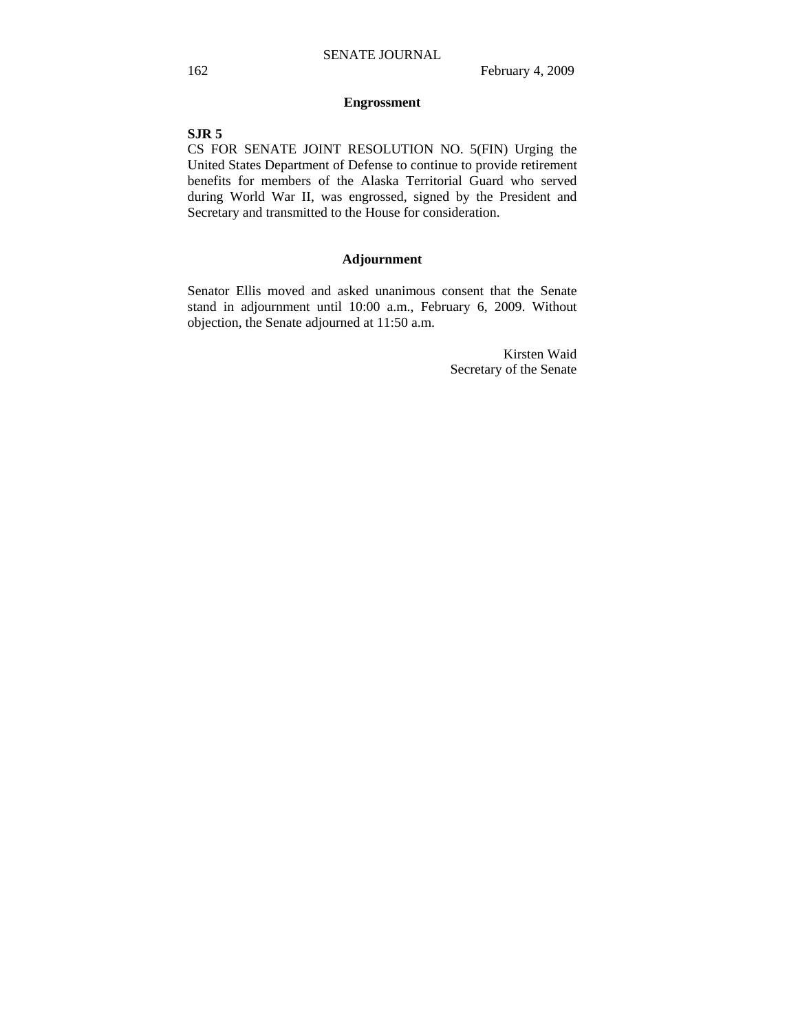## Engrossment

**SJR 5**

CS FOR SENATE JOINT RESOLUTION NO. 5(FIN) Urging the United States Department of Defense to continue to provide retirement benefits for members of the Alaska Territorial Guard who served during World War II, was engrossed, signed by the President and Secretary and transmitted to the House for consideration.

## Adjournment

Senator Ellis moved and asked unanimous consent that the Senate stand in adjournment until 10:00 a.m., February 6, 2009. Without objection, the Senate adjourned at 11:50 a.m.

Kirsten Waid
Secretary of the Senate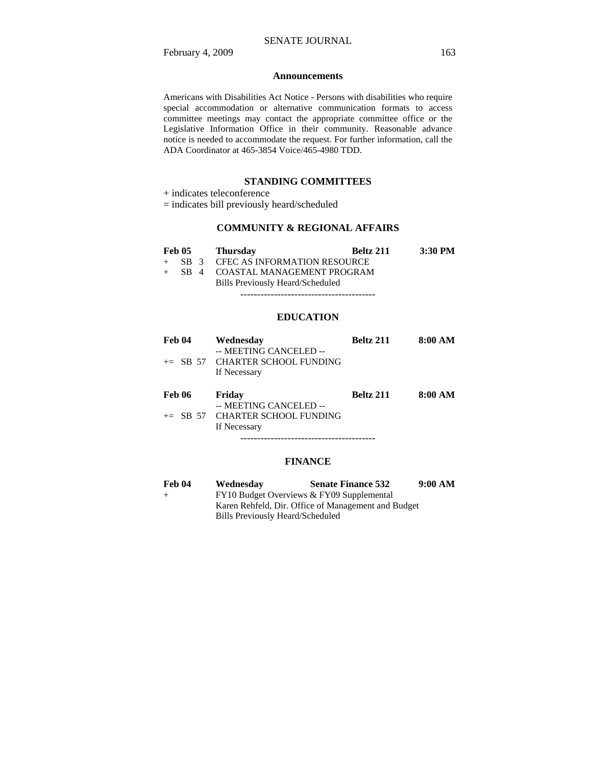## Announcements

Americans with Disabilities Act Notice - Persons with disabilities who require special accommodation or alternative communication formats to access committee meetings may contact the appropriate committee office or the Legislative Information Office in their community. Reasonable advance notice is needed to accommodate the request. For further information, call the ADA Coordinator at 465-3854 Voice/465-4980 TDD.

## STANDING COMMITTEES

+ indicates teleconference
= indicates bill previously heard/scheduled

### COMMUNITY & REGIONAL AFFAIRS

| **Feb 05** | **Thursday** | **Beltz 211** | **3:30 PM** |
|---|---|---|---|
| + SB 3 | CFEC AS INFORMATION RESOURCE | | |
| + SB 4 | COASTAL MANAGEMENT PROGRAM | | |
| | Bills Previously Heard/Scheduled | | |

----------------------------------------

### EDUCATION

| **Feb 04** | **Wednesday** | **Beltz 211** | **8:00 AM** |
|---|---|---|---|
| | -- MEETING CANCELED -- | | |
| += SB 57 | CHARTER SCHOOL FUNDING | | |
| | If Necessary | | |

| **Feb 06** | **Friday** | **Beltz 211** | **8:00 AM** |
|---|---|---|---|
| | -- MEETING CANCELED -- | | |
| += SB 57 | CHARTER SCHOOL FUNDING | | |
| | If Necessary | | |

----------------------------------------

### FINANCE

| **Feb 04** | **Wednesday** | **Senate Finance 532** | **9:00 AM** |
|---|---|---|---|
| + | FY10 Budget Overviews & FY09 Supplemental | | |
| | Karen Rehfeld, Dir. Office of Management and Budget | | |
| | Bills Previously Heard/Scheduled | | |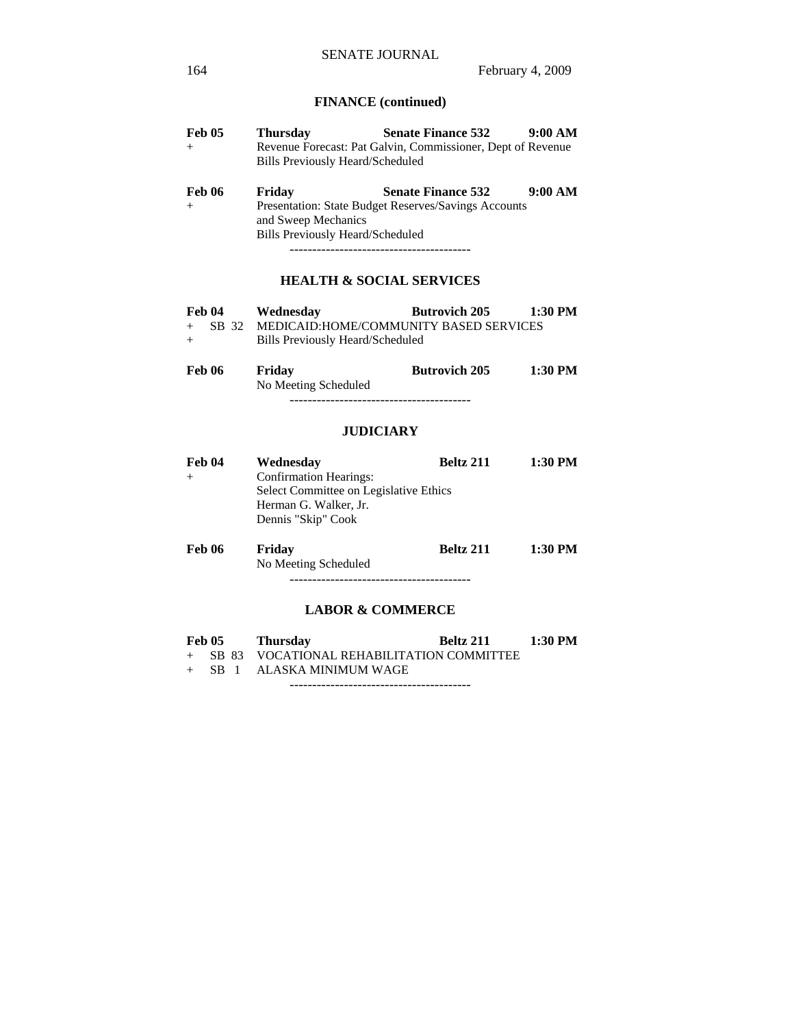## FINANCE (continued)

| | | | |
|---|---|---|---|
| **Feb 05** | **Thursday** | **Senate Finance 532** | **9:00 AM** |
| + | Revenue Forecast: Pat Galvin, Commissioner, Dept of Revenue | | |
| | Bills Previously Heard/Scheduled | | |
| **Feb 06** | **Friday** | **Senate Finance 532** | **9:00 AM** |
| + | Presentation: State Budget Reserves/Savings Accounts and Sweep Mechanics | | |
| | Bills Previously Heard/Scheduled | | |

----------------------------------------

## HEALTH & SOCIAL SERVICES

| | | | |
|---|---|---|---|
| **Feb 04** | **Wednesday** | **Butrovich 205** | **1:30 PM** |
| + SB 32 | MEDICAID:HOME/COMMUNITY BASED SERVICES | | |
| + | Bills Previously Heard/Scheduled | | |
| **Feb 06** | **Friday** | **Butrovich 205** | **1:30 PM** |
| | No Meeting Scheduled | | |

----------------------------------------

## JUDICIARY

| | | | |
|---|---|---|---|
| **Feb 04** | **Wednesday** | **Beltz 211** | **1:30 PM** |
| + | Confirmation Hearings: | | |
| | Select Committee on Legislative Ethics | | |
| | Herman G. Walker, Jr. | | |
| | Dennis "Skip" Cook | | |
| **Feb 06** | **Friday** | **Beltz 211** | **1:30 PM** |
| | No Meeting Scheduled | | |

----------------------------------------

## LABOR & COMMERCE

| | | | |
|---|---|---|---|
| **Feb 05** | **Thursday** | **Beltz 211** | **1:30 PM** |
| + SB 83 | VOCATIONAL REHABILITATION COMMITTEE | | |
| + SB 1 | ALASKA MINIMUM WAGE | | |

----------------------------------------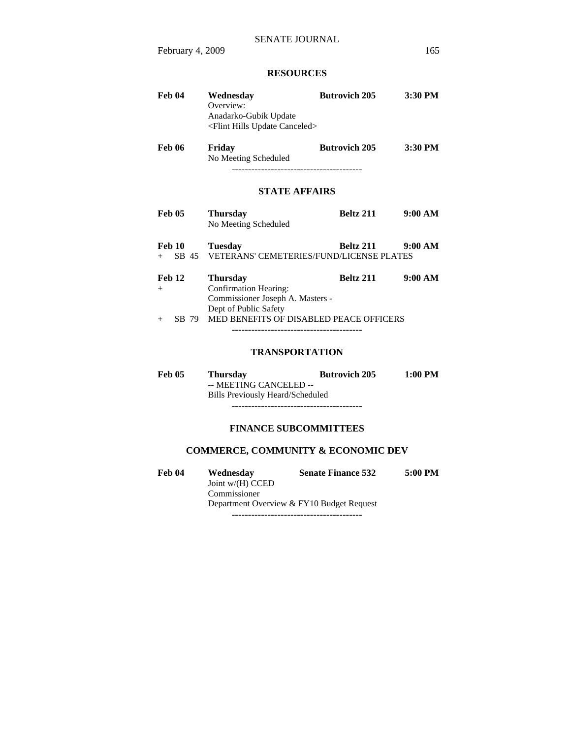## RESOURCES

**Feb 04** **Wednesday** **Butrovich 205** **3:30 PM**
Overview:
Anadarko-Gubik Update
<Flint Hills Update Canceled>

**Feb 06** **Friday** **Butrovich 205** **3:30 PM**
No Meeting Scheduled

----------------------------------------

## STATE AFFAIRS

**Feb 05** **Thursday** **Beltz 211** **9:00 AM**
No Meeting Scheduled

**Feb 10** **Tuesday** **Beltz 211** **9:00 AM**
+ SB 45 VETERANS' CEMETERIES/FUND/LICENSE PLATES

**Feb 12** **Thursday** **Beltz 211** **9:00 AM**
+ Confirmation Hearing:
Commissioner Joseph A. Masters -
Dept of Public Safety
+ SB 79 MED BENEFITS OF DISABLED PEACE OFFICERS

----------------------------------------

## TRANSPORTATION

**Feb 05** **Thursday** **Butrovich 205** **1:00 PM**
-- MEETING CANCELED --
Bills Previously Heard/Scheduled

----------------------------------------

## FINANCE SUBCOMMITTEES

## COMMERCE, COMMUNITY & ECONOMIC DEV

**Feb 04** **Wednesday** **Senate Finance 532** **5:00 PM**
Joint w/(H) CCED
Commissioner
Department Overview & FY10 Budget Request

----------------------------------------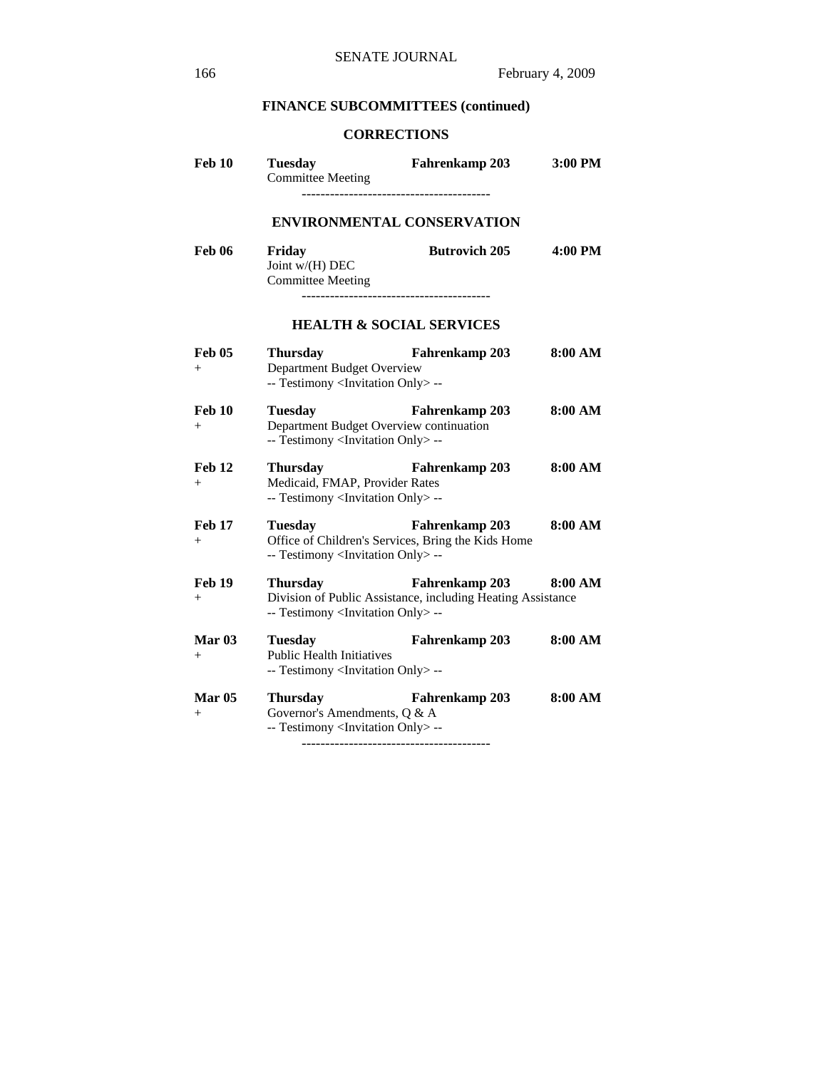## FINANCE SUBCOMMITTEES (continued)

### CORRECTIONS

**Feb 10** **Tuesday** **Fahrenkamp 203** **3:00 PM**
Committee Meeting

----------------------------------------

### ENVIRONMENTAL CONSERVATION

**Feb 06** **Friday** **Butrovich 205** **4:00 PM**
Joint w/(H) DEC
Committee Meeting

----------------------------------------

### HEALTH & SOCIAL SERVICES

**Feb 05** **Thursday** **Fahrenkamp 203** **8:00 AM**
+ Department Budget Overview
-- Testimony <Invitation Only> --

**Feb 10** **Tuesday** **Fahrenkamp 203** **8:00 AM**
+ Department Budget Overview continuation
-- Testimony <Invitation Only> --

**Feb 12** **Thursday** **Fahrenkamp 203** **8:00 AM**
+ Medicaid, FMAP, Provider Rates
-- Testimony <Invitation Only> --

**Feb 17** **Tuesday** **Fahrenkamp 203** **8:00 AM**
+ Office of Children's Services, Bring the Kids Home
-- Testimony <Invitation Only> --

**Feb 19** **Thursday** **Fahrenkamp 203** **8:00 AM**
+ Division of Public Assistance, including Heating Assistance
-- Testimony <Invitation Only> --

**Mar 03** **Tuesday** **Fahrenkamp 203** **8:00 AM**
+ Public Health Initiatives
-- Testimony <Invitation Only> --

**Mar 05** **Thursday** **Fahrenkamp 203** **8:00 AM**
+ Governor's Amendments, Q & A
-- Testimony <Invitation Only> --

----------------------------------------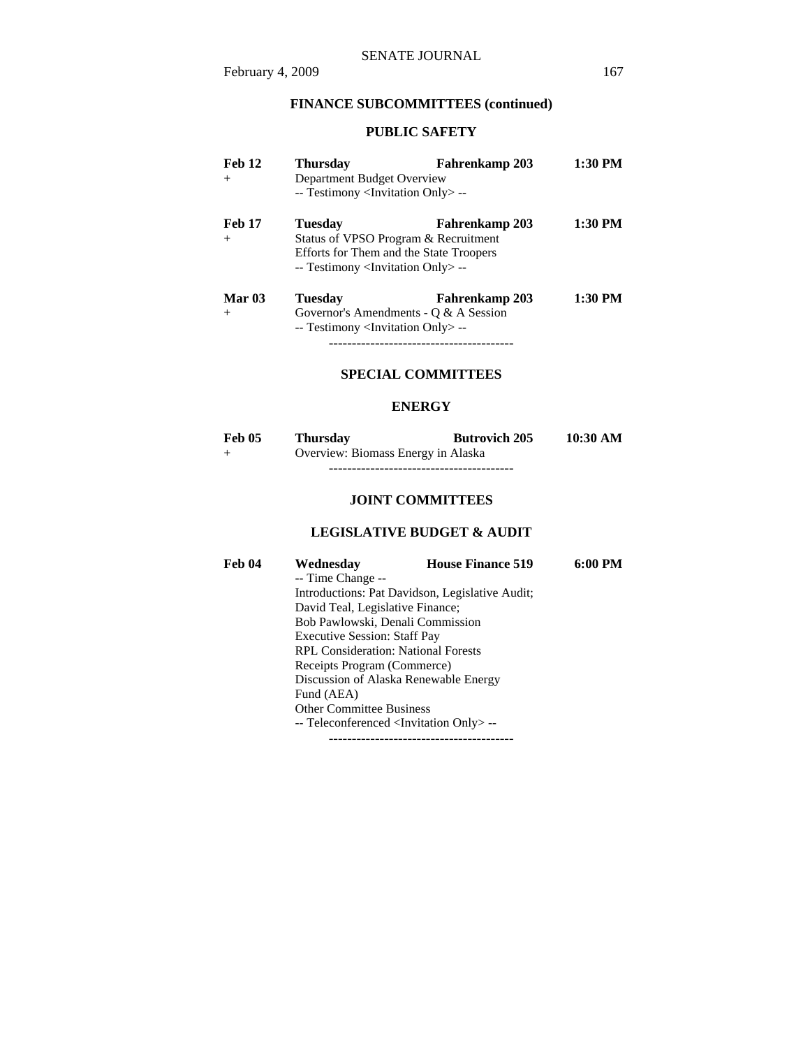## FINANCE SUBCOMMITTEES (continued)

### PUBLIC SAFETY

**Feb 12** **Thursday** **Fahrenkamp 203** **1:30 PM**
+ Department Budget Overview
-- Testimony <Invitation Only> --

**Feb 17** **Tuesday** **Fahrenkamp 203** **1:30 PM**
+ Status of VPSO Program & Recruitment Efforts for Them and the State Troopers
-- Testimony <Invitation Only> --

**Mar 03** **Tuesday** **Fahrenkamp 203** **1:30 PM**
+ Governor's Amendments - Q & A Session
-- Testimony <Invitation Only> --

----------------------------------------

## SPECIAL COMMITTEES

### ENERGY

**Feb 05** **Thursday** **Butrovich 205** **10:30 AM**
+ Overview: Biomass Energy in Alaska

----------------------------------------

## JOINT COMMITTEES

### LEGISLATIVE BUDGET & AUDIT

**Feb 04** **Wednesday** **House Finance 519** **6:00 PM**
-- Time Change --
Introductions: Pat Davidson, Legislative Audit;
David Teal, Legislative Finance;
Bob Pawlowski, Denali Commission
Executive Session: Staff Pay
RPL Consideration: National Forests Receipts Program (Commerce)
Discussion of Alaska Renewable Energy Fund (AEA)
Other Committee Business
-- Teleconferenced <Invitation Only> --

----------------------------------------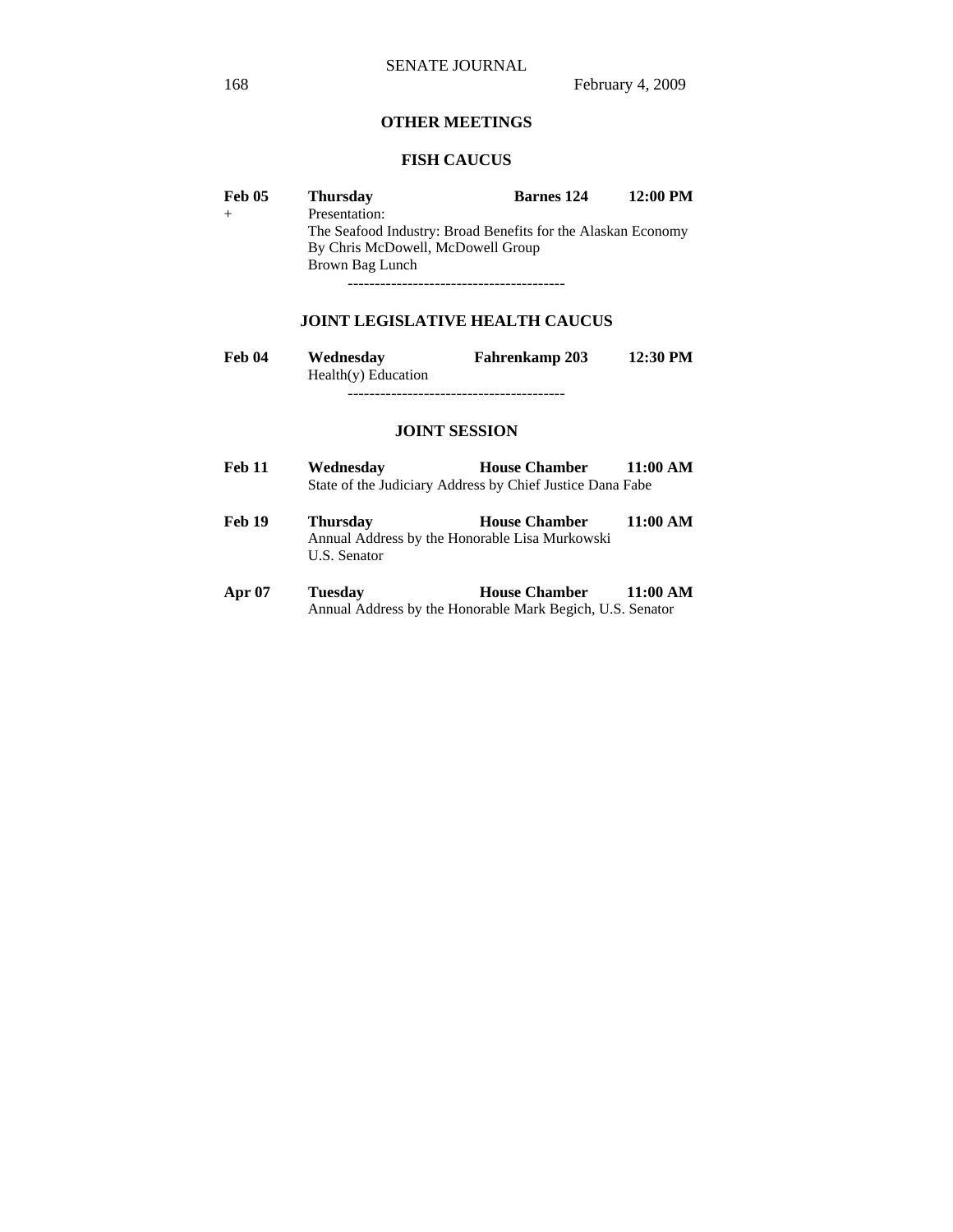## OTHER MEETINGS

### FISH CAUCUS

| | | | |
|---|---|---|---|
| **Feb 05** | **Thursday** | **Barnes 124** | **12:00 PM** |
| + | Presentation:<br>The Seafood Industry: Broad Benefits for the Alaskan Economy<br>By Chris McDowell, McDowell Group<br>Brown Bag Lunch | | |

----------------------------------------

### JOINT LEGISLATIVE HEALTH CAUCUS

| | | | |
|---|---|---|---|
| **Feb 04** | **Wednesday** | **Fahrenkamp 203** | **12:30 PM** |
| | Health(y) Education | | |

----------------------------------------

### JOINT SESSION

| | | | |
|---|---|---|---|
| **Feb 11** | **Wednesday** | **House Chamber** | **11:00 AM** |
| | State of the Judiciary Address by Chief Justice Dana Fabe | | |
| **Feb 19** | **Thursday** | **House Chamber** | **11:00 AM** |
| | Annual Address by the Honorable Lisa Murkowski<br>U.S. Senator | | |
| **Apr 07** | **Tuesday** | **House Chamber** | **11:00 AM** |
| | Annual Address by the Honorable Mark Begich, U.S. Senator | | |